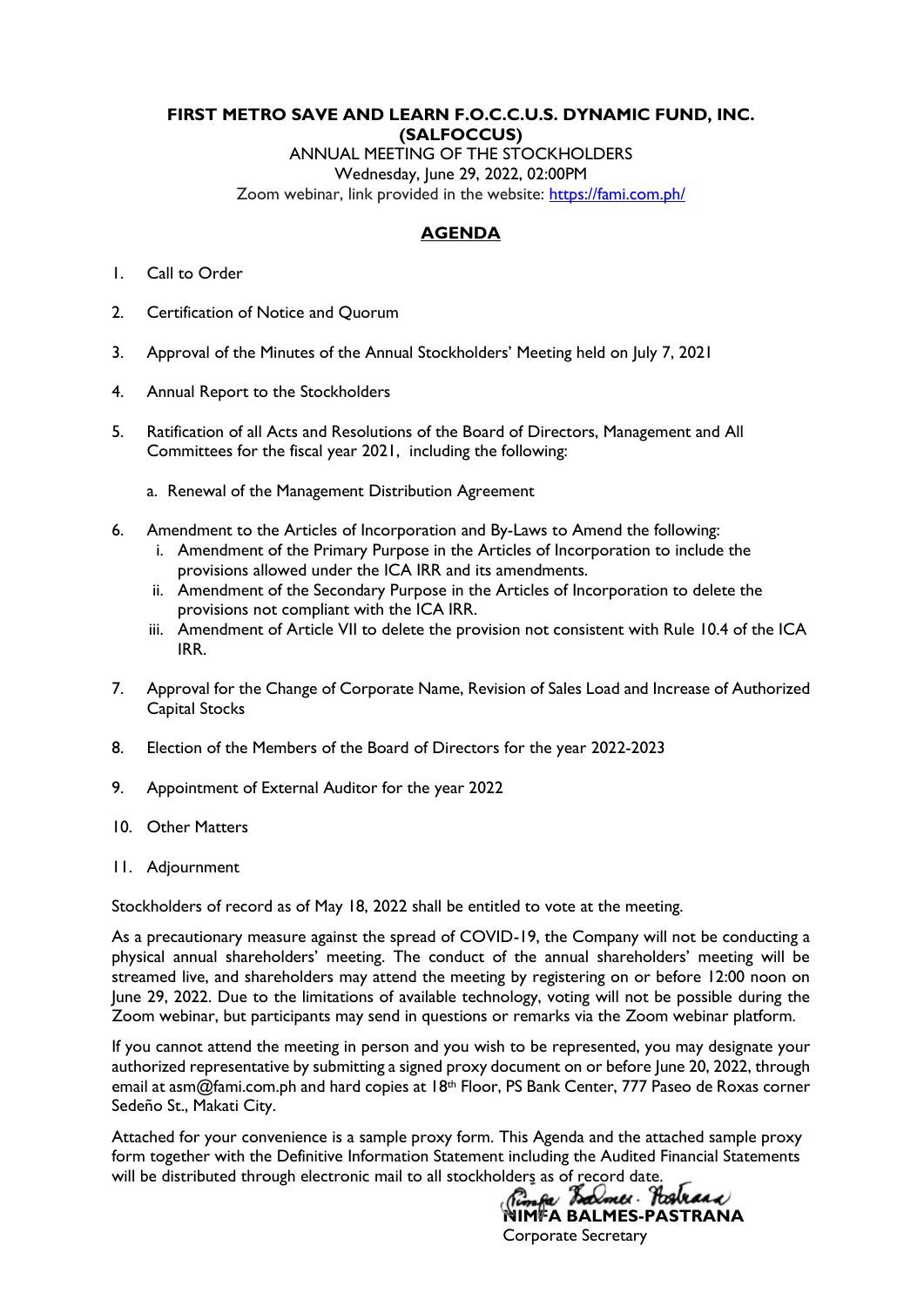**FIRST METRO SAVE AND LEARN F.O.C.C.U.S. DYNAMIC FUND, INC.**
**(SALFOCCUS)**

ANNUAL MEETING OF THE STOCKHOLDERS
Wednesday, June 29, 2022, 02:00PM
Zoom webinar, link provided in the website: https://fami.com.ph/

## AGENDA

1. Call to Order
2. Certification of Notice and Quorum
3. Approval of the Minutes of the Annual Stockholders' Meeting held on July 7, 2021
4. Annual Report to the Stockholders
5. Ratification of all Acts and Resolutions of the Board of Directors, Management and All Committees for the fiscal year 2021, including the following:
   a. Renewal of the Management Distribution Agreement
6. Amendment to the Articles of Incorporation and By-Laws to Amend the following:
   i. Amendment of the Primary Purpose in the Articles of Incorporation to include the provisions allowed under the ICA IRR and its amendments.
   ii. Amendment of the Secondary Purpose in the Articles of Incorporation to delete the provisions not compliant with the ICA IRR.
   iii. Amendment of Article VII to delete the provision not consistent with Rule 10.4 of the ICA IRR.
7. Approval for the Change of Corporate Name, Revision of Sales Load and Increase of Authorized Capital Stocks
8. Election of the Members of the Board of Directors for the year 2022-2023
9. Appointment of External Auditor for the year 2022
10. Other Matters
11. Adjournment

Stockholders of record as of May 18, 2022 shall be entitled to vote at the meeting.

As a precautionary measure against the spread of COVID-19, the Company will not be conducting a physical annual shareholders' meeting. The conduct of the annual shareholders' meeting will be streamed live, and shareholders may attend the meeting by registering on or before 12:00 noon on June 29, 2022. Due to the limitations of available technology, voting will not be possible during the Zoom webinar, but participants may send in questions or remarks via the Zoom webinar platform.

If you cannot attend the meeting in person and you wish to be represented, you may designate your authorized representative by submitting a signed proxy document on or before June 20, 2022, through email at asm@fami.com.ph and hard copies at 18th Floor, PS Bank Center, 777 Paseo de Roxas corner Sedeño St., Makati City.

Attached for your convenience is a sample proxy form. This Agenda and the attached sample proxy form together with the Definitive Information Statement including the Audited Financial Statements will be distributed through electronic mail to all stockholders as of record date.

**NIMFA BALMES-PASTRANA**
Corporate Secretary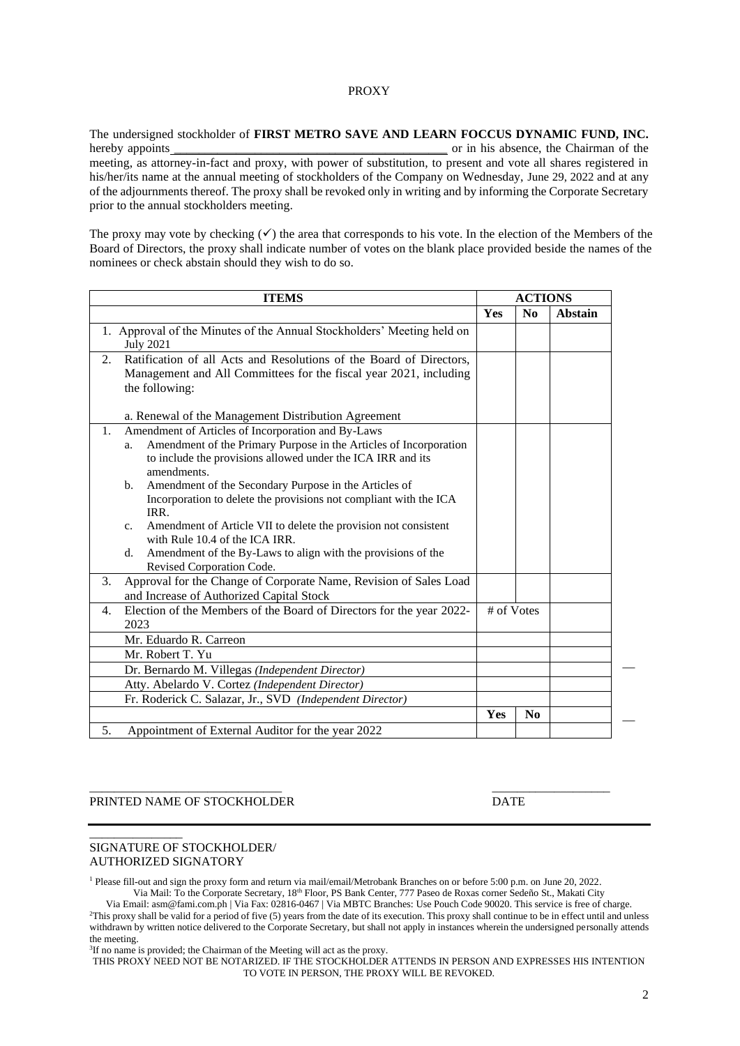PROXY

The undersigned stockholder of **FIRST METRO SAVE AND LEARN FOCCUS DYNAMIC FUND, INC.** hereby appoints\_\_\_\_\_\_\_\_\_\_\_\_\_\_\_\_\_\_\_\_\_\_\_\_\_\_\_\_\_\_\_\_\_\_\_\_\_\_\_\_\_\_\_\_ or in his absence, the Chairman of the meeting, as attorney-in-fact and proxy, with power of substitution, to present and vote all shares registered in his/her/its name at the annual meeting of stockholders of the Company on Wednesday, June 29, 2022 and at any of the adjournments thereof. The proxy shall be revoked only in writing and by informing the Corporate Secretary prior to the annual stockholders meeting.

The proxy may vote by checking (✓) the area that corresponds to his vote. In the election of the Members of the Board of Directors, the proxy shall indicate number of votes on the blank place provided beside the names of the nominees or check abstain should they wish to do so.

| ITEMS | ACTIONS | | |
|---|---|---|---|
| | Yes | No | Abstain |
| 1. Approval of the Minutes of the Annual Stockholders' Meeting held on July 2021 | | | |
| 2. Ratification of all Acts and Resolutions of the Board of Directors, Management and All Committees for the fiscal year 2021, including the following:<br><br>a. Renewal of the Management Distribution Agreement | | | |
| 1. Amendment of Articles of Incorporation and By-Laws<br>a. Amendment of the Primary Purpose in the Articles of Incorporation to include the provisions allowed under the ICA IRR and its amendments.<br>b. Amendment of the Secondary Purpose in the Articles of Incorporation to delete the provisions not compliant with the ICA IRR.<br>c. Amendment of Article VII to delete the provision not consistent with Rule 10.4 of the ICA IRR.<br>d. Amendment of the By-Laws to align with the provisions of the Revised Corporation Code. | | | |
| 3. Approval for the Change of Corporate Name, Revision of Sales Load and Increase of Authorized Capital Stock | | | |
| 4. Election of the Members of the Board of Directors for the year 2022-2023 | # of Votes | | |
| Mr. Eduardo R. Carreon | | | |
| Mr. Robert T. Yu | | | |
| Dr. Bernardo M. Villegas *(Independent Director)* | | | |
| Atty. Abelardo V. Cortez *(Independent Director)* | | | |
| Fr. Roderick C. Salazar, Jr., SVD *(Independent Director)* | | | |
| | Yes | No | |
| 5. Appointment of External Auditor for the year 2022 | | | |

\_\_\_\_\_\_\_\_\_\_\_\_\_\_\_\_\_\_\_\_\_\_\_\_\_\_\_\_\_\_\_ \_\_\_\_\_\_\_\_\_\_\_\_\_\_\_\_\_\_\_

PRINTED NAME OF STOCKHOLDER DATE

\_\_\_\_\_\_\_\_\_\_\_\_\_\_\_\_

SIGNATURE OF STOCKHOLDER/
AUTHORIZED SIGNATORY

[1] Please fill-out and sign the proxy form and return via mail/email/Metrobank Branches on or before 5:00 p.m. on June 20, 2022.
Via Mail: To the Corporate Secretary, 18th Floor, PS Bank Center, 777 Paseo de Roxas corner Sedeño St., Makati City
Via Email: asm@fami.com.ph | Via Fax: 02816-0467 | Via MBTC Branches: Use Pouch Code 90020. This service is free of charge.

[2] This proxy shall be valid for a period of five (5) years from the date of its execution. This proxy shall continue to be in effect until and unless withdrawn by written notice delivered to the Corporate Secretary, but shall not apply in instances wherein the undersigned personally attends the meeting.

[3] If no name is provided; the Chairman of the Meeting will act as the proxy.

THIS PROXY NEED NOT BE NOTARIZED. IF THE STOCKHOLDER ATTENDS IN PERSON AND EXPRESSES HIS INTENTION TO VOTE IN PERSON, THE PROXY WILL BE REVOKED.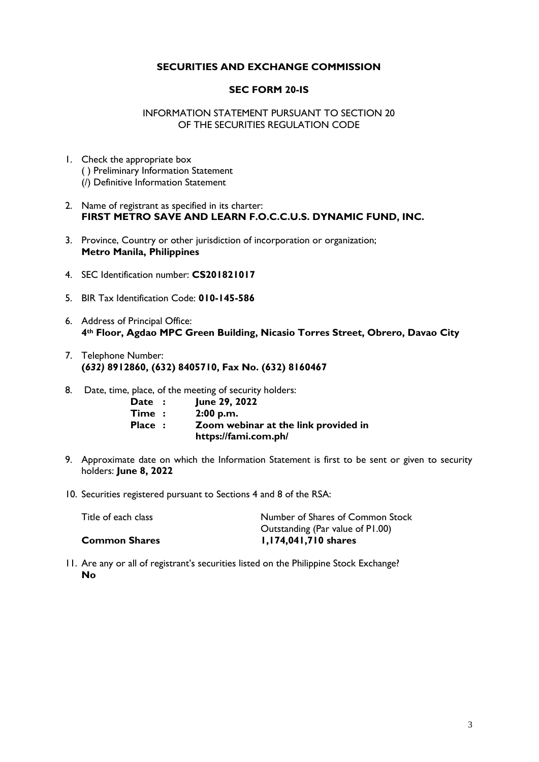**SECURITIES AND EXCHANGE COMMISSION**

**SEC FORM 20-IS**

INFORMATION STATEMENT PURSUANT TO SECTION 20
OF THE SECURITIES REGULATION CODE

1. Check the appropriate box
   ( ) Preliminary Information Statement
   (/) Definitive Information Statement

2. Name of registrant as specified in its charter:
   **FIRST METRO SAVE AND LEARN F.O.C.C.U.S. DYNAMIC FUND, INC.**

3. Province, Country or other jurisdiction of incorporation or organization;
   **Metro Manila, Philippines**

4. SEC Identification number: **CS201821017**

5. BIR Tax Identification Code: **010-145-586**

6. Address of Principal Office:
   **4th Floor, Agdao MPC Green Building, Nicasio Torres Street, Obrero, Davao City**

7. Telephone Number:
   **(*632)* 8912860, (632) 8405710, Fax No. (632) 8160467**

8. Date, time, place, of the meeting of security holders:

   | | | |
   |---|---|---|
   | **Date** | **:** | **June 29, 2022** |
   | **Time** | **:** | **2:00 p.m.** |
   | **Place** | **:** | **Zoom webinar at the link provided in https://fami.com.ph/** |

9. Approximate date on which the Information Statement is first to be sent or given to security holders: **June 8, 2022**

10. Securities registered pursuant to Sections 4 and 8 of the RSA:

    | Title of each class | Number of Shares of Common Stock Outstanding (Par value of P1.00) |
    |---|---|
    | **Common Shares** | **1,174,041,710 shares** |

11. Are any or all of registrant's securities listed on the Philippine Stock Exchange?
    **No**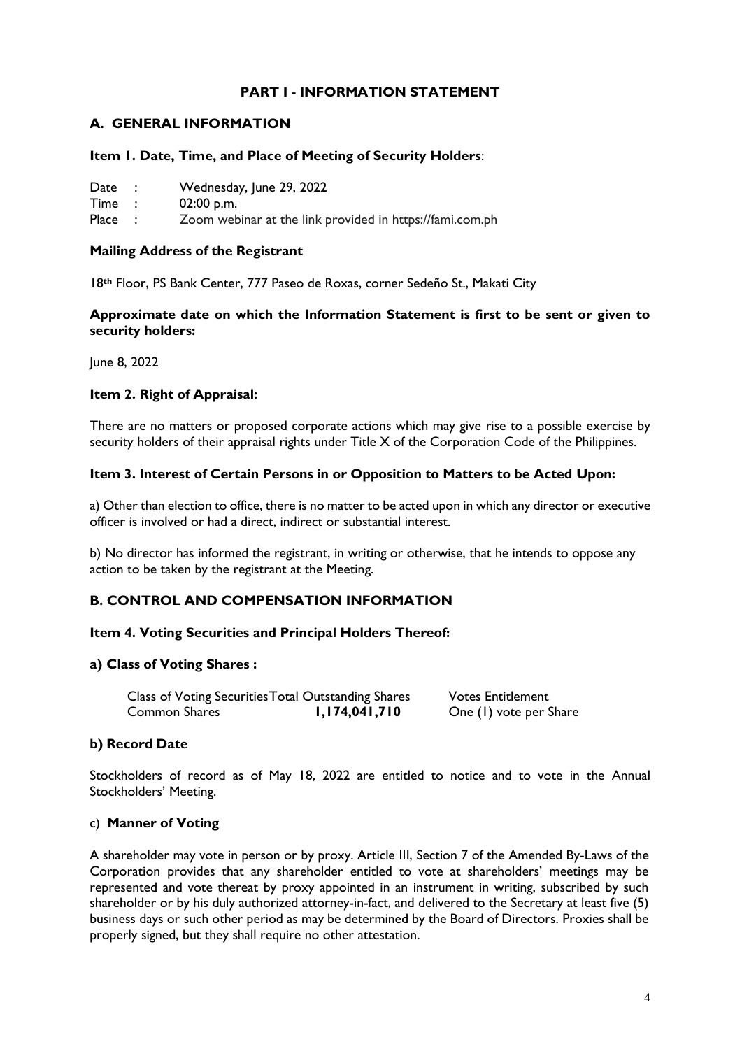## PART I - INFORMATION STATEMENT

### A. GENERAL INFORMATION

**Item 1. Date, Time, and Place of Meeting of Security Holders**:

Date : Wednesday, June 29, 2022
Time : 02:00 p.m.
Place : Zoom webinar at the link provided in https://fami.com.ph

**Mailing Address of the Registrant**

18th Floor, PS Bank Center, 777 Paseo de Roxas, corner Sedeño St., Makati City

**Approximate date on which the Information Statement is first to be sent or given to security holders:**

June 8, 2022

**Item 2. Right of Appraisal:**

There are no matters or proposed corporate actions which may give rise to a possible exercise by security holders of their appraisal rights under Title X of the Corporation Code of the Philippines.

**Item 3. Interest of Certain Persons in or Opposition to Matters to be Acted Upon:**

a) Other than election to office, there is no matter to be acted upon in which any director or executive officer is involved or had a direct, indirect or substantial interest.

b) No director has informed the registrant, in writing or otherwise, that he intends to oppose any action to be taken by the registrant at the Meeting.

### B. CONTROL AND COMPENSATION INFORMATION

**Item 4. Voting Securities and Principal Holders Thereof:**

**a) Class of Voting Shares :**

| Class of Voting Securities | Total Outstanding Shares | Votes Entitlement |
|---|---|---|
| Common Shares | **1,174,041,710** | One (1) vote per Share |

**b) Record Date**

Stockholders of record as of May 18, 2022 are entitled to notice and to vote in the Annual Stockholders' Meeting.

c) **Manner of Voting**

A shareholder may vote in person or by proxy. Article III, Section 7 of the Amended By-Laws of the Corporation provides that any shareholder entitled to vote at shareholders' meetings may be represented and vote thereat by proxy appointed in an instrument in writing, subscribed by such shareholder or by his duly authorized attorney-in-fact, and delivered to the Secretary at least five (5) business days or such other period as may be determined by the Board of Directors. Proxies shall be properly signed, but they shall require no other attestation.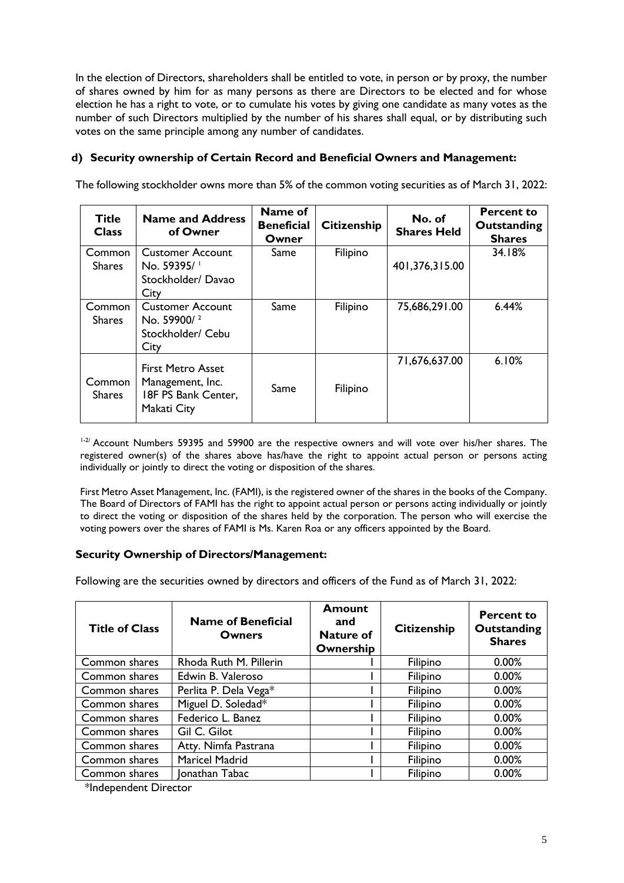In the election of Directors, shareholders shall be entitled to vote, in person or by proxy, the number of shares owned by him for as many persons as there are Directors to be elected and for whose election he has a right to vote, or to cumulate his votes by giving one candidate as many votes as the number of such Directors multiplied by the number of his shares shall equal, or by distributing such votes on the same principle among any number of candidates.

### d) Security ownership of Certain Record and Beneficial Owners and Management:

The following stockholder owns more than 5% of the common voting securities as of March 31, 2022:

| Title Class | Name and Address of Owner | Name of Beneficial Owner | Citizenship | No. of Shares Held | Percent to Outstanding Shares |
|---|---|---|---|---|---|
| Common Shares | Customer Account No. 59395/ [1] Stockholder/ Davao City | Same | Filipino | 401,376,315.00 | 34.18% |
| Common Shares | Customer Account No. 59900/ [2] Stockholder/ Cebu City | Same | Filipino | 75,686,291.00 | 6.44% |
| Common Shares | First Metro Asset Management, Inc. 18F PS Bank Center, Makati City | Same | Filipino | 71,676,637.00 | 6.10% |

[1-2/] Account Numbers 59395 and 59900 are the respective owners and will vote over his/her shares. The registered owner(s) of the shares above has/have the right to appoint actual person or persons acting individually or jointly to direct the voting or disposition of the shares.

First Metro Asset Management, Inc. (FAMI), is the registered owner of the shares in the books of the Company. The Board of Directors of FAMI has the right to appoint actual person or persons acting individually or jointly to direct the voting or disposition of the shares held by the corporation. The person who will exercise the voting powers over the shares of FAMI is Ms. Karen Roa or any officers appointed by the Board.

**Security Ownership of Directors/Management:**

Following are the securities owned by directors and officers of the Fund as of March 31, 2022:

| Title of Class | Name of Beneficial Owners | Amount and Nature of Ownership | Citizenship | Percent to Outstanding Shares |
|---|---|---|---|---|
| Common shares | Rhoda Ruth M. Pillerin | I | Filipino | 0.00% |
| Common shares | Edwin B. Valeroso | I | Filipino | 0.00% |
| Common shares | Perlita P. Dela Vega* | I | Filipino | 0.00% |
| Common shares | Miguel D. Soledad* | I | Filipino | 0.00% |
| Common shares | Federico L. Banez | I | Filipino | 0.00% |
| Common shares | Gil C. Gilot | I | Filipino | 0.00% |
| Common shares | Atty. Nimfa Pastrana | I | Filipino | 0.00% |
| Common shares | Maricel Madrid | I | Filipino | 0.00% |
| Common shares | Jonathan Tabac | I | Filipino | 0.00% |

*Independent Director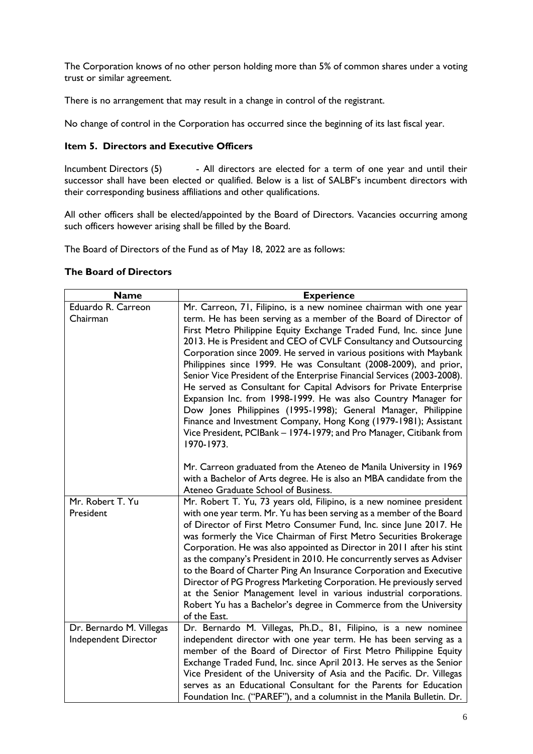The Corporation knows of no other person holding more than 5% of common shares under a voting trust or similar agreement.

There is no arrangement that may result in a change in control of the registrant.

No change of control in the Corporation has occurred since the beginning of its last fiscal year.

### Item 5. Directors and Executive Officers

Incumbent Directors (5) - All directors are elected for a term of one year and until their successor shall have been elected or qualified. Below is a list of SALBF's incumbent directors with their corresponding business affiliations and other qualifications.

All other officers shall be elected/appointed by the Board of Directors. Vacancies occurring among such officers however arising shall be filled by the Board.

The Board of Directors of the Fund as of May 18, 2022 are as follows:

### The Board of Directors

| Name | Experience |
|---|---|
| Eduardo R. Carreon<br>Chairman | Mr. Carreon, 71, Filipino, is a new nominee chairman with one year term. He has been serving as a member of the Board of Director of First Metro Philippine Equity Exchange Traded Fund, Inc. since June 2013. He is President and CEO of CVLF Consultancy and Outsourcing Corporation since 2009. He served in various positions with Maybank Philippines since 1999. He was Consultant (2008-2009), and prior, Senior Vice President of the Enterprise Financial Services (2003-2008). He served as Consultant for Capital Advisors for Private Enterprise Expansion Inc. from 1998-1999. He was also Country Manager for Dow Jones Philippines (1995-1998); General Manager, Philippine Finance and Investment Company, Hong Kong (1979-1981); Assistant Vice President, PCIBank – 1974-1979; and Pro Manager, Citibank from 1970-1973.<br><br>Mr. Carreon graduated from the Ateneo de Manila University in 1969 with a Bachelor of Arts degree. He is also an MBA candidate from the Ateneo Graduate School of Business. |
| Mr. Robert T. Yu<br>President | Mr. Robert T. Yu, 73 years old, Filipino, is a new nominee president with one year term. Mr. Yu has been serving as a member of the Board of Director of First Metro Consumer Fund, Inc. since June 2017. He was formerly the Vice Chairman of First Metro Securities Brokerage Corporation. He was also appointed as Director in 2011 after his stint as the company's President in 2010. He concurrently serves as Adviser to the Board of Charter Ping An Insurance Corporation and Executive Director of PG Progress Marketing Corporation. He previously served at the Senior Management level in various industrial corporations. Robert Yu has a Bachelor's degree in Commerce from the University of the East. |
| Dr. Bernardo M. Villegas<br>Independent Director | Dr. Bernardo M. Villegas, Ph.D., 81, Filipino, is a new nominee independent director with one year term. He has been serving as a member of the Board of Director of First Metro Philippine Equity Exchange Traded Fund, Inc. since April 2013. He serves as the Senior Vice President of the University of Asia and the Pacific. Dr. Villegas serves as an Educational Consultant for the Parents for Education Foundation Inc. ("PAREF"), and a columnist in the Manila Bulletin. Dr. |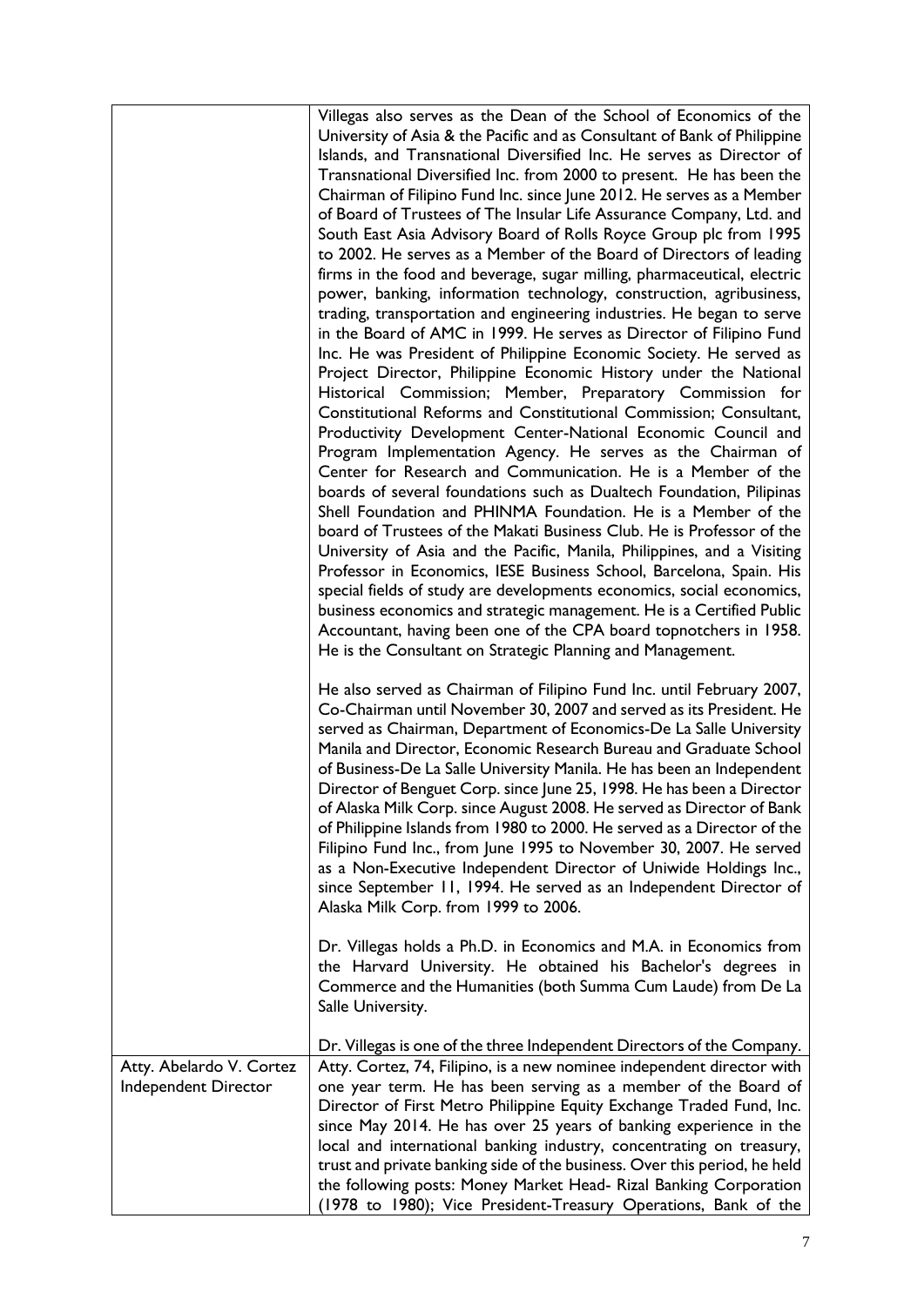| | |
|---|---|
| | Villegas also serves as the Dean of the School of Economics of the University of Asia & the Pacific and as Consultant of Bank of Philippine Islands, and Transnational Diversified Inc. He serves as Director of Transnational Diversified Inc. from 2000 to present. He has been the Chairman of Filipino Fund Inc. since June 2012. He serves as a Member of Board of Trustees of The Insular Life Assurance Company, Ltd. and South East Asia Advisory Board of Rolls Royce Group plc from 1995 to 2002. He serves as a Member of the Board of Directors of leading firms in the food and beverage, sugar milling, pharmaceutical, electric power, banking, information technology, construction, agribusiness, trading, transportation and engineering industries. He began to serve in the Board of AMC in 1999. He serves as Director of Filipino Fund Inc. He was President of Philippine Economic Society. He served as Project Director, Philippine Economic History under the National Historical Commission; Member, Preparatory Commission for Constitutional Reforms and Constitutional Commission; Consultant, Productivity Development Center-National Economic Council and Program Implementation Agency. He serves as the Chairman of Center for Research and Communication. He is a Member of the boards of several foundations such as Dualtech Foundation, Pilipinas Shell Foundation and PHINMA Foundation. He is a Member of the board of Trustees of the Makati Business Club. He is Professor of the University of Asia and the Pacific, Manila, Philippines, and a Visiting Professor in Economics, IESE Business School, Barcelona, Spain. His special fields of study are developments economics, social economics, business economics and strategic management. He is a Certified Public Accountant, having been one of the CPA board topnotchers in 1958. He is the Consultant on Strategic Planning and Management.<br><br>He also served as Chairman of Filipino Fund Inc. until February 2007, Co-Chairman until November 30, 2007 and served as its President. He served as Chairman, Department of Economics-De La Salle University Manila and Director, Economic Research Bureau and Graduate School of Business-De La Salle University Manila. He has been an Independent Director of Benguet Corp. since June 25, 1998. He has been a Director of Alaska Milk Corp. since August 2008. He served as Director of Bank of Philippine Islands from 1980 to 2000. He served as a Director of the Filipino Fund Inc., from June 1995 to November 30, 2007. He served as a Non-Executive Independent Director of Uniwide Holdings Inc., since September 11, 1994. He served as an Independent Director of Alaska Milk Corp. from 1999 to 2006.<br><br>Dr. Villegas holds a Ph.D. in Economics and M.A. in Economics from the Harvard University. He obtained his Bachelor's degrees in Commerce and the Humanities (both Summa Cum Laude) from De La Salle University.<br><br>Dr. Villegas is one of the three Independent Directors of the Company. |
| Atty. Abelardo V. Cortez<br>Independent Director | Atty. Cortez, 74, Filipino, is a new nominee independent director with one year term. He has been serving as a member of the Board of Director of First Metro Philippine Equity Exchange Traded Fund, Inc. since May 2014. He has over 25 years of banking experience in the local and international banking industry, concentrating on treasury, trust and private banking side of the business. Over this period, he held the following posts: Money Market Head- Rizal Banking Corporation (1978 to 1980); Vice President-Treasury Operations, Bank of the |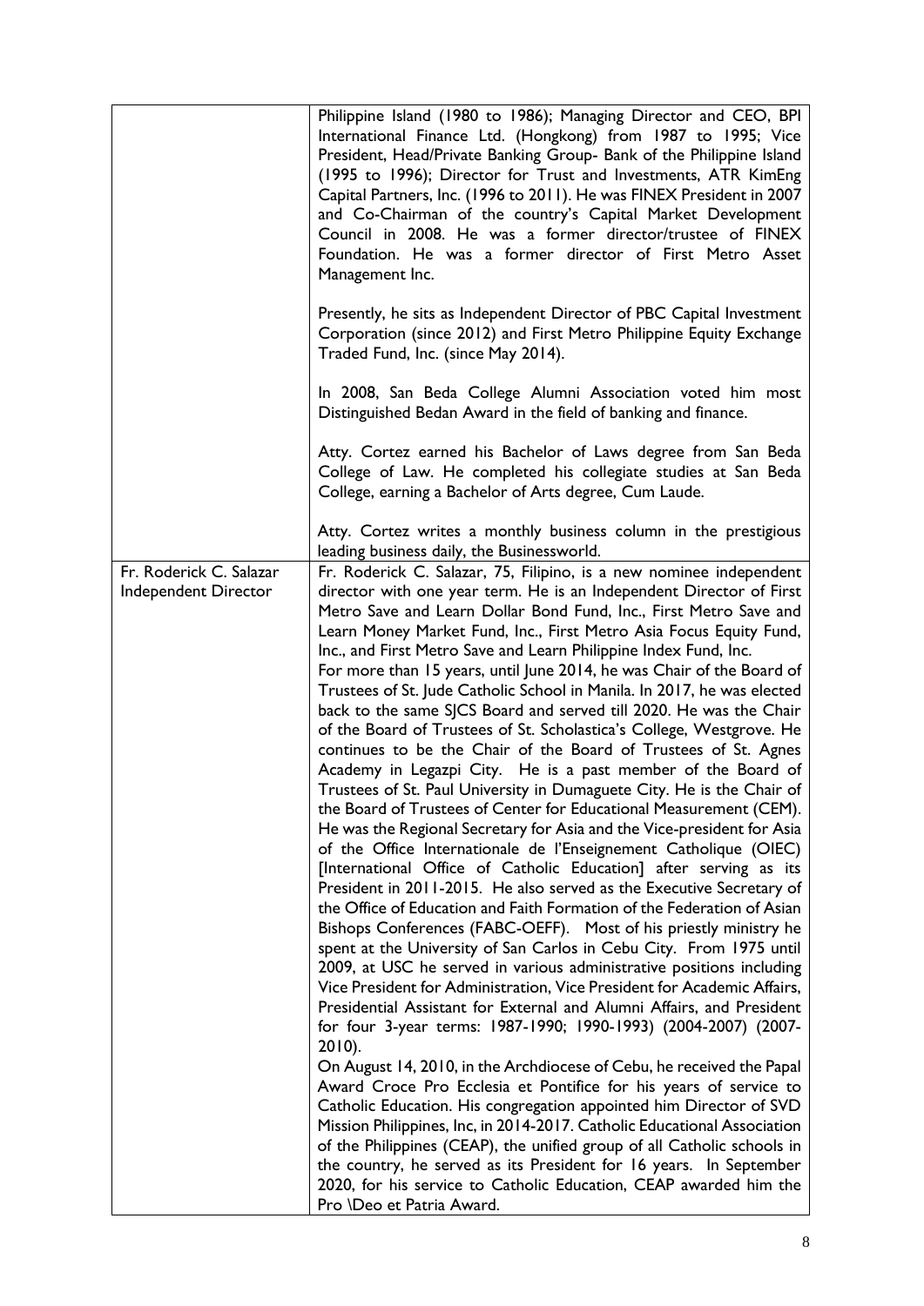| | |
|---|---|
| | Philippine Island (1980 to 1986); Managing Director and CEO, BPI International Finance Ltd. (Hongkong) from 1987 to 1995; Vice President, Head/Private Banking Group- Bank of the Philippine Island (1995 to 1996); Director for Trust and Investments, ATR KimEng Capital Partners, Inc. (1996 to 2011). He was FINEX President in 2007 and Co-Chairman of the country's Capital Market Development Council in 2008. He was a former director/trustee of FINEX Foundation. He was a former director of First Metro Asset Management Inc.<br><br>Presently, he sits as Independent Director of PBC Capital Investment Corporation (since 2012) and First Metro Philippine Equity Exchange Traded Fund, Inc. (since May 2014).<br><br>In 2008, San Beda College Alumni Association voted him most Distinguished Bedan Award in the field of banking and finance.<br><br>Atty. Cortez earned his Bachelor of Laws degree from San Beda College of Law. He completed his collegiate studies at San Beda College, earning a Bachelor of Arts degree, Cum Laude.<br><br>Atty. Cortez writes a monthly business column in the prestigious leading business daily, the Businessworld. |
| Fr. Roderick C. Salazar<br>Independent Director | Fr. Roderick C. Salazar, 75, Filipino, is a new nominee independent director with one year term. He is an Independent Director of First Metro Save and Learn Dollar Bond Fund, Inc., First Metro Save and Learn Money Market Fund, Inc., First Metro Asia Focus Equity Fund, Inc., and First Metro Save and Learn Philippine Index Fund, Inc.<br>For more than 15 years, until June 2014, he was Chair of the Board of Trustees of St. Jude Catholic School in Manila. In 2017, he was elected back to the same SJCS Board and served till 2020. He was the Chair of the Board of Trustees of St. Scholastica's College, Westgrove. He continues to be the Chair of the Board of Trustees of St. Agnes Academy in Legazpi City. He is a past member of the Board of Trustees of St. Paul University in Dumaguete City. He is the Chair of the Board of Trustees of Center for Educational Measurement (CEM). He was the Regional Secretary for Asia and the Vice-president for Asia of the Office Internationale de l'Enseignement Catholique (OIEC) [International Office of Catholic Education] after serving as its President in 2011-2015. He also served as the Executive Secretary of the Office of Education and Faith Formation of the Federation of Asian Bishops Conferences (FABC-OEFF). Most of his priestly ministry he spent at the University of San Carlos in Cebu City. From 1975 until 2009, at USC he served in various administrative positions including Vice President for Administration, Vice President for Academic Affairs, Presidential Assistant for External and Alumni Affairs, and President for four 3-year terms: 1987-1990; 1990-1993) (2004-2007) (2007-2010).<br>On August 14, 2010, in the Archdiocese of Cebu, he received the Papal Award Croce Pro Ecclesia et Pontifice for his years of service to Catholic Education. His congregation appointed him Director of SVD Mission Philippines, Inc, in 2014-2017. Catholic Educational Association of the Philippines (CEAP), the unified group of all Catholic schools in the country, he served as its President for 16 years. In September 2020, for his service to Catholic Education, CEAP awarded him the Pro \Deo et Patria Award. |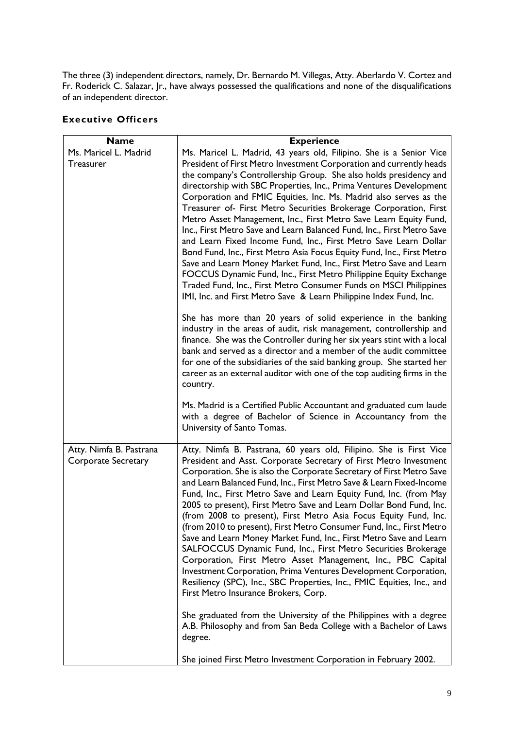The three (3) independent directors, namely, Dr. Bernardo M. Villegas, Atty. Aberlardo V. Cortez and Fr. Roderick C. Salazar, Jr., have always possessed the qualifications and none of the disqualifications of an independent director.

### Executive Officers

| Name | Experience |
|---|---|
| Ms. Maricel L. Madrid<br>Treasurer | Ms. Maricel L. Madrid, 43 years old, Filipino. She is a Senior Vice President of First Metro Investment Corporation and currently heads the company's Controllership Group. She also holds presidency and directorship with SBC Properties, Inc., Prima Ventures Development Corporation and FMIC Equities, Inc. Ms. Madrid also serves as the Treasurer of- First Metro Securities Brokerage Corporation, First Metro Asset Management, Inc., First Metro Save Learn Equity Fund, Inc., First Metro Save and Learn Balanced Fund, Inc., First Metro Save and Learn Fixed Income Fund, Inc., First Metro Save Learn Dollar Bond Fund, Inc., First Metro Asia Focus Equity Fund, Inc., First Metro Save and Learn Money Market Fund, Inc., First Metro Save and Learn FOCCUS Dynamic Fund, Inc., First Metro Philippine Equity Exchange Traded Fund, Inc., First Metro Consumer Funds on MSCI Philippines IMI, Inc. and First Metro Save & Learn Philippine Index Fund, Inc.<br><br>She has more than 20 years of solid experience in the banking industry in the areas of audit, risk management, controllership and finance. She was the Controller during her six years stint with a local bank and served as a director and a member of the audit committee for one of the subsidiaries of the said banking group. She started her career as an external auditor with one of the top auditing firms in the country.<br><br>Ms. Madrid is a Certified Public Accountant and graduated cum laude with a degree of Bachelor of Science in Accountancy from the University of Santo Tomas. |
| Atty. Nimfa B. Pastrana<br>Corporate Secretary | Atty. Nimfa B. Pastrana, 60 years old, Filipino. She is First Vice President and Asst. Corporate Secretary of First Metro Investment Corporation. She is also the Corporate Secretary of First Metro Save and Learn Balanced Fund, Inc., First Metro Save & Learn Fixed-Income Fund, Inc., First Metro Save and Learn Equity Fund, Inc. (from May 2005 to present), First Metro Save and Learn Dollar Bond Fund, Inc. (from 2008 to present), First Metro Asia Focus Equity Fund, Inc. (from 2010 to present), First Metro Consumer Fund, Inc., First Metro Save and Learn Money Market Fund, Inc., First Metro Save and Learn SALFOCCUS Dynamic Fund, Inc., First Metro Securities Brokerage Corporation, First Metro Asset Management, Inc., PBC Capital Investment Corporation, Prima Ventures Development Corporation, Resiliency (SPC), Inc., SBC Properties, Inc., FMIC Equities, Inc., and First Metro Insurance Brokers, Corp.<br><br>She graduated from the University of the Philippines with a degree A.B. Philosophy and from San Beda College with a Bachelor of Laws degree.<br><br>She joined First Metro Investment Corporation in February 2002. |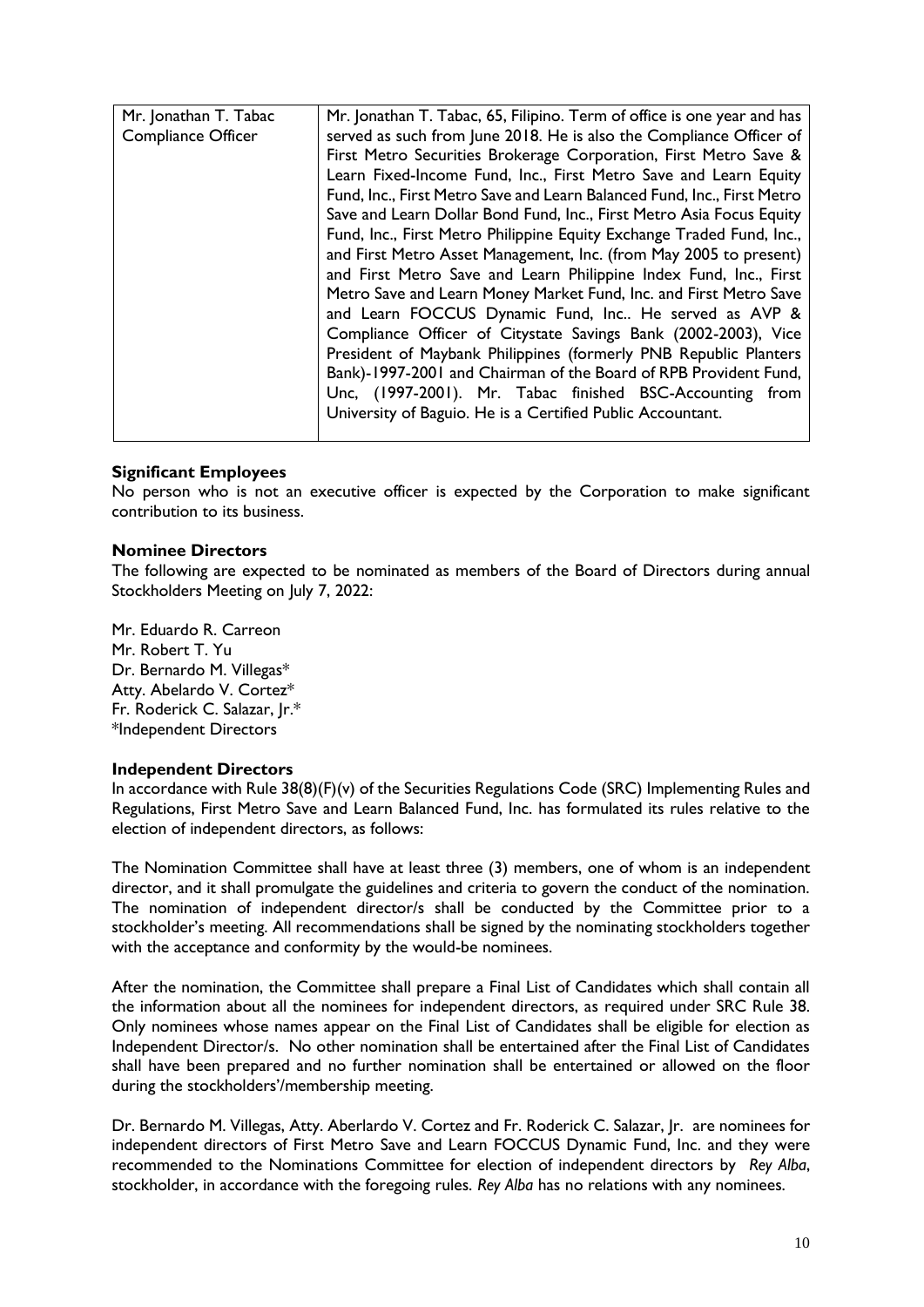| Mr. Jonathan T. Tabac<br>Compliance Officer | Mr. Jonathan T. Tabac, 65, Filipino. Term of office is one year and has served as such from June 2018. He is also the Compliance Officer of First Metro Securities Brokerage Corporation, First Metro Save & Learn Fixed-Income Fund, Inc., First Metro Save and Learn Equity Fund, Inc., First Metro Save and Learn Balanced Fund, Inc., First Metro Save and Learn Dollar Bond Fund, Inc., First Metro Asia Focus Equity Fund, Inc., First Metro Philippine Equity Exchange Traded Fund, Inc., and First Metro Asset Management, Inc. (from May 2005 to present) and First Metro Save and Learn Philippine Index Fund, Inc., First Metro Save and Learn Money Market Fund, Inc. and First Metro Save and Learn FOCCUS Dynamic Fund, Inc.. He served as AVP & Compliance Officer of Citystate Savings Bank (2002-2003), Vice President of Maybank Philippines (formerly PNB Republic Planters Bank)-1997-2001 and Chairman of the Board of RPB Provident Fund, Unc, (1997-2001). Mr. Tabac finished BSC-Accounting from University of Baguio. He is a Certified Public Accountant. |
|---|---|

**Significant Employees**

No person who is not an executive officer is expected by the Corporation to make significant contribution to its business.

**Nominee Directors**

The following are expected to be nominated as members of the Board of Directors during annual Stockholders Meeting on July 7, 2022:

Mr. Eduardo R. Carreon
Mr. Robert T. Yu
Dr. Bernardo M. Villegas*
Atty. Abelardo V. Cortez*
Fr. Roderick C. Salazar, Jr.*
*Independent Directors

**Independent Directors**

In accordance with Rule 38(8)(F)(v) of the Securities Regulations Code (SRC) Implementing Rules and Regulations, First Metro Save and Learn Balanced Fund, Inc. has formulated its rules relative to the election of independent directors, as follows:

The Nomination Committee shall have at least three (3) members, one of whom is an independent director, and it shall promulgate the guidelines and criteria to govern the conduct of the nomination. The nomination of independent director/s shall be conducted by the Committee prior to a stockholder's meeting. All recommendations shall be signed by the nominating stockholders together with the acceptance and conformity by the would-be nominees.

After the nomination, the Committee shall prepare a Final List of Candidates which shall contain all the information about all the nominees for independent directors, as required under SRC Rule 38. Only nominees whose names appear on the Final List of Candidates shall be eligible for election as Independent Director/s. No other nomination shall be entertained after the Final List of Candidates shall have been prepared and no further nomination shall be entertained or allowed on the floor during the stockholders'/membership meeting.

Dr. Bernardo M. Villegas, Atty. Aberlardo V. Cortez and Fr. Roderick C. Salazar, Jr. are nominees for independent directors of First Metro Save and Learn FOCCUS Dynamic Fund, Inc. and they were recommended to the Nominations Committee for election of independent directors by *Rey Alba*, stockholder, in accordance with the foregoing rules. *Rey Alba* has no relations with any nominees.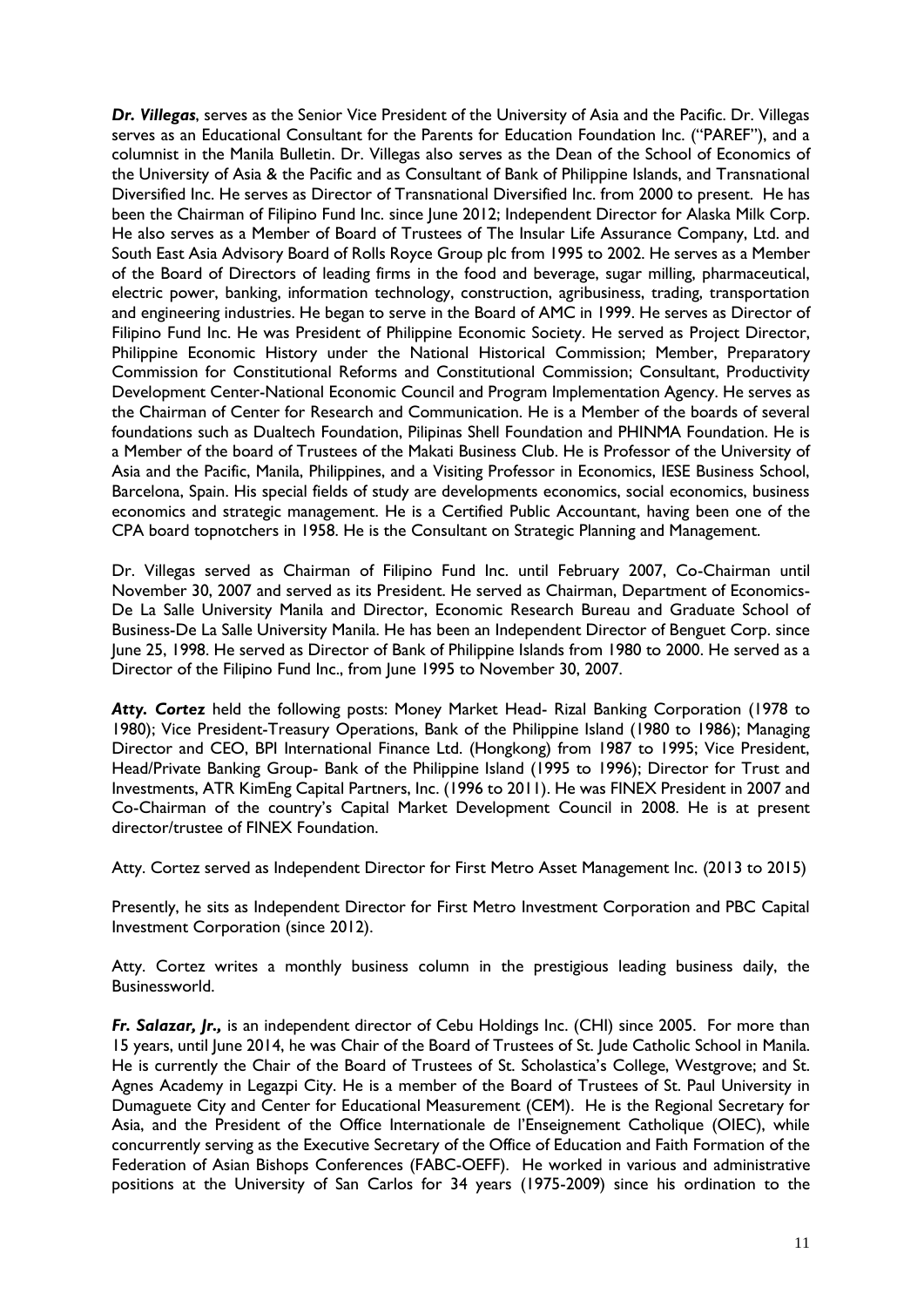***Dr. Villegas***, serves as the Senior Vice President of the University of Asia and the Pacific. Dr. Villegas serves as an Educational Consultant for the Parents for Education Foundation Inc. ("PAREF"), and a columnist in the Manila Bulletin. Dr. Villegas also serves as the Dean of the School of Economics of the University of Asia & the Pacific and as Consultant of Bank of Philippine Islands, and Transnational Diversified Inc. He serves as Director of Transnational Diversified Inc. from 2000 to present. He has been the Chairman of Filipino Fund Inc. since June 2012; Independent Director for Alaska Milk Corp. He also serves as a Member of Board of Trustees of The Insular Life Assurance Company, Ltd. and South East Asia Advisory Board of Rolls Royce Group plc from 1995 to 2002. He serves as a Member of the Board of Directors of leading firms in the food and beverage, sugar milling, pharmaceutical, electric power, banking, information technology, construction, agribusiness, trading, transportation and engineering industries. He began to serve in the Board of AMC in 1999. He serves as Director of Filipino Fund Inc. He was President of Philippine Economic Society. He served as Project Director, Philippine Economic History under the National Historical Commission; Member, Preparatory Commission for Constitutional Reforms and Constitutional Commission; Consultant, Productivity Development Center-National Economic Council and Program Implementation Agency. He serves as the Chairman of Center for Research and Communication. He is a Member of the boards of several foundations such as Dualtech Foundation, Pilipinas Shell Foundation and PHINMA Foundation. He is a Member of the board of Trustees of the Makati Business Club. He is Professor of the University of Asia and the Pacific, Manila, Philippines, and a Visiting Professor in Economics, IESE Business School, Barcelona, Spain. His special fields of study are developments economics, social economics, business economics and strategic management. He is a Certified Public Accountant, having been one of the CPA board topnotchers in 1958. He is the Consultant on Strategic Planning and Management.

Dr. Villegas served as Chairman of Filipino Fund Inc. until February 2007, Co-Chairman until November 30, 2007 and served as its President. He served as Chairman, Department of Economics-De La Salle University Manila and Director, Economic Research Bureau and Graduate School of Business-De La Salle University Manila. He has been an Independent Director of Benguet Corp. since June 25, 1998. He served as Director of Bank of Philippine Islands from 1980 to 2000. He served as a Director of the Filipino Fund Inc., from June 1995 to November 30, 2007.

***Atty. Cortez*** held the following posts: Money Market Head- Rizal Banking Corporation (1978 to 1980); Vice President-Treasury Operations, Bank of the Philippine Island (1980 to 1986); Managing Director and CEO, BPI International Finance Ltd. (Hongkong) from 1987 to 1995; Vice President, Head/Private Banking Group- Bank of the Philippine Island (1995 to 1996); Director for Trust and Investments, ATR KimEng Capital Partners, Inc. (1996 to 2011). He was FINEX President in 2007 and Co-Chairman of the country's Capital Market Development Council in 2008. He is at present director/trustee of FINEX Foundation.

Atty. Cortez served as Independent Director for First Metro Asset Management Inc. (2013 to 2015)

Presently, he sits as Independent Director for First Metro Investment Corporation and PBC Capital Investment Corporation (since 2012).

Atty. Cortez writes a monthly business column in the prestigious leading business daily, the Businessworld.

***Fr. Salazar, Jr.,*** is an independent director of Cebu Holdings Inc. (CHI) since 2005. For more than 15 years, until June 2014, he was Chair of the Board of Trustees of St. Jude Catholic School in Manila. He is currently the Chair of the Board of Trustees of St. Scholastica's College, Westgrove; and St. Agnes Academy in Legazpi City. He is a member of the Board of Trustees of St. Paul University in Dumaguete City and Center for Educational Measurement (CEM). He is the Regional Secretary for Asia, and the President of the Office Internationale de l'Enseignement Catholique (OIEC), while concurrently serving as the Executive Secretary of the Office of Education and Faith Formation of the Federation of Asian Bishops Conferences (FABC-OEFF). He worked in various and administrative positions at the University of San Carlos for 34 years (1975-2009) since his ordination to the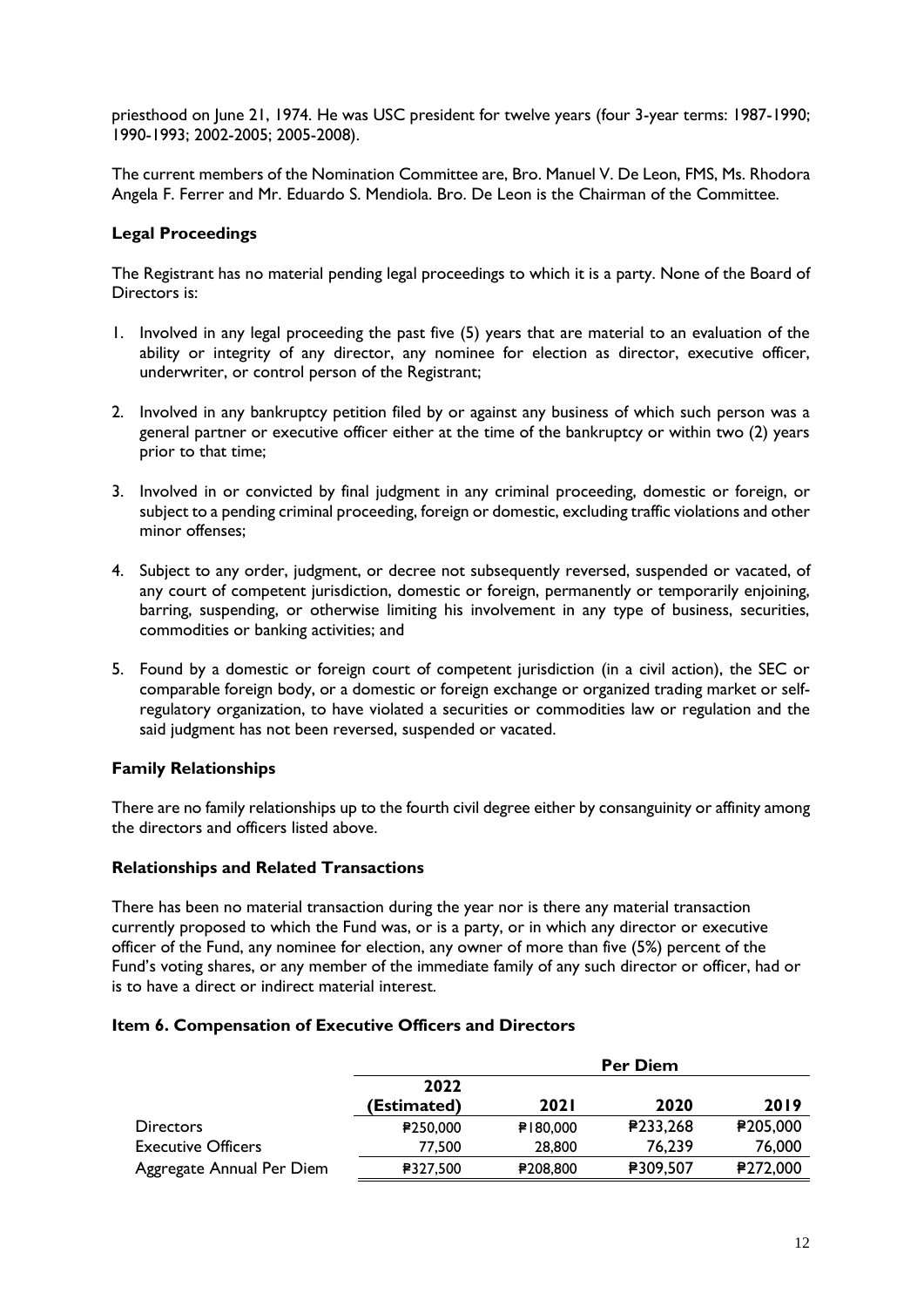priesthood on June 21, 1974. He was USC president for twelve years (four 3-year terms: 1987-1990; 1990-1993; 2002-2005; 2005-2008).

The current members of the Nomination Committee are, Bro. Manuel V. De Leon, FMS, Ms. Rhodora Angela F. Ferrer and Mr. Eduardo S. Mendiola. Bro. De Leon is the Chairman of the Committee.

### Legal Proceedings

The Registrant has no material pending legal proceedings to which it is a party. None of the Board of Directors is:

1. Involved in any legal proceeding the past five (5) years that are material to an evaluation of the ability or integrity of any director, any nominee for election as director, executive officer, underwriter, or control person of the Registrant;

2. Involved in any bankruptcy petition filed by or against any business of which such person was a general partner or executive officer either at the time of the bankruptcy or within two (2) years prior to that time;

3. Involved in or convicted by final judgment in any criminal proceeding, domestic or foreign, or subject to a pending criminal proceeding, foreign or domestic, excluding traffic violations and other minor offenses;

4. Subject to any order, judgment, or decree not subsequently reversed, suspended or vacated, of any court of competent jurisdiction, domestic or foreign, permanently or temporarily enjoining, barring, suspending, or otherwise limiting his involvement in any type of business, securities, commodities or banking activities; and

5. Found by a domestic or foreign court of competent jurisdiction (in a civil action), the SEC or comparable foreign body, or a domestic or foreign exchange or organized trading market or self-regulatory organization, to have violated a securities or commodities law or regulation and the said judgment has not been reversed, suspended or vacated.

### Family Relationships

There are no family relationships up to the fourth civil degree either by consanguinity or affinity among the directors and officers listed above.

### Relationships and Related Transactions

There has been no material transaction during the year nor is there any material transaction currently proposed to which the Fund was, or is a party, or in which any director or executive officer of the Fund, any nominee for election, any owner of more than five (5%) percent of the Fund's voting shares, or any member of the immediate family of any such director or officer, had or is to have a direct or indirect material interest.

### Item 6. Compensation of Executive Officers and Directors

| | Per Diem | | | |
|---|---|---|---|---|
| | 2022 (Estimated) | 2021 | 2020 | 2019 |
| Directors | ₱250,000 | ₱180,000 | ₱233,268 | ₱205,000 |
| Executive Officers | 77,500 | 28,800 | 76,239 | 76,000 |
| Aggregate Annual Per Diem | ₱327,500 | ₱208,800 | ₱309,507 | ₱272,000 |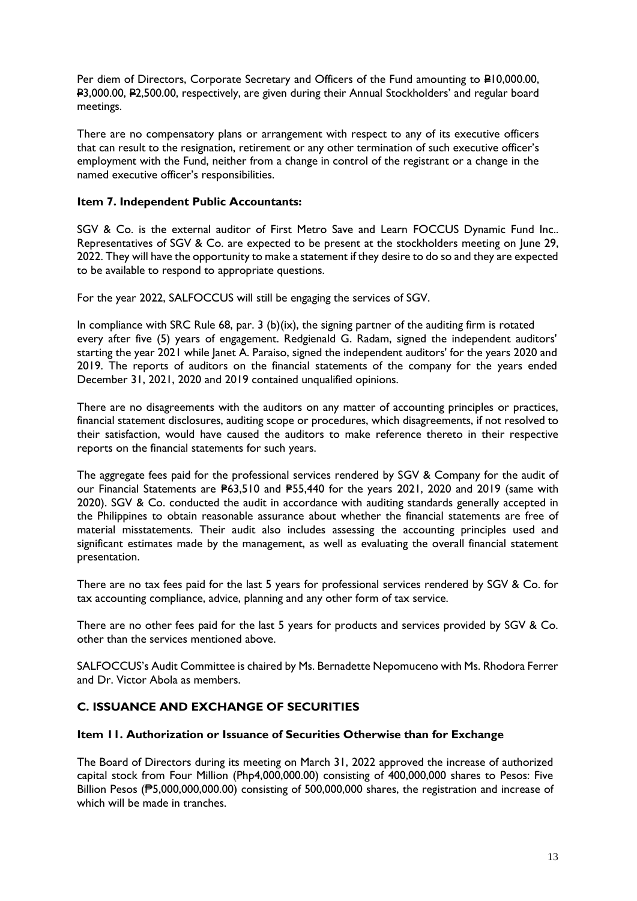Per diem of Directors, Corporate Secretary and Officers of the Fund amounting to ₱10,000.00, ₱3,000.00, ₱2,500.00, respectively, are given during their Annual Stockholders' and regular board meetings.

There are no compensatory plans or arrangement with respect to any of its executive officers that can result to the resignation, retirement or any other termination of such executive officer's employment with the Fund, neither from a change in control of the registrant or a change in the named executive officer's responsibilities.

### Item 7. Independent Public Accountants:

SGV & Co. is the external auditor of First Metro Save and Learn FOCCUS Dynamic Fund Inc.. Representatives of SGV & Co. are expected to be present at the stockholders meeting on June 29, 2022. They will have the opportunity to make a statement if they desire to do so and they are expected to be available to respond to appropriate questions.

For the year 2022, SALFOCCUS will still be engaging the services of SGV.

In compliance with SRC Rule 68, par. 3 (b)(ix), the signing partner of the auditing firm is rotated every after five (5) years of engagement. Redgienald G. Radam, signed the independent auditors' starting the year 2021 while Janet A. Paraiso, signed the independent auditors' for the years 2020 and 2019. The reports of auditors on the financial statements of the company for the years ended December 31, 2021, 2020 and 2019 contained unqualified opinions.

There are no disagreements with the auditors on any matter of accounting principles or practices, financial statement disclosures, auditing scope or procedures, which disagreements, if not resolved to their satisfaction, would have caused the auditors to make reference thereto in their respective reports on the financial statements for such years.

The aggregate fees paid for the professional services rendered by SGV & Company for the audit of our Financial Statements are ₱63,510 and ₱55,440 for the years 2021, 2020 and 2019 (same with 2020). SGV & Co. conducted the audit in accordance with auditing standards generally accepted in the Philippines to obtain reasonable assurance about whether the financial statements are free of material misstatements. Their audit also includes assessing the accounting principles used and significant estimates made by the management, as well as evaluating the overall financial statement presentation.

There are no tax fees paid for the last 5 years for professional services rendered by SGV & Co. for tax accounting compliance, advice, planning and any other form of tax service.

There are no other fees paid for the last 5 years for products and services provided by SGV & Co. other than the services mentioned above.

SALFOCCUS's Audit Committee is chaired by Ms. Bernadette Nepomuceno with Ms. Rhodora Ferrer and Dr. Victor Abola as members.

## C. ISSUANCE AND EXCHANGE OF SECURITIES

### Item 11. Authorization or Issuance of Securities Otherwise than for Exchange

The Board of Directors during its meeting on March 31, 2022 approved the increase of authorized capital stock from Four Million (Php4,000,000.00) consisting of 400,000,000 shares to Pesos: Five Billion Pesos (₱5,000,000,000.00) consisting of 500,000,000 shares, the registration and increase of which will be made in tranches.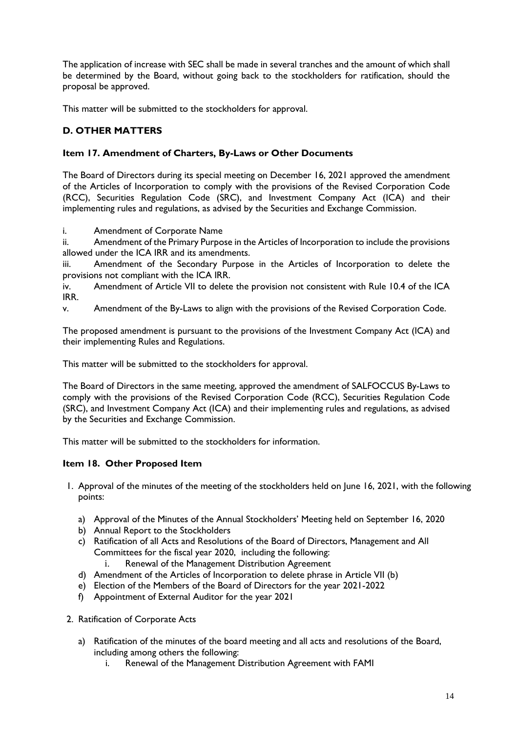The application of increase with SEC shall be made in several tranches and the amount of which shall be determined by the Board, without going back to the stockholders for ratification, should the proposal be approved.

This matter will be submitted to the stockholders for approval.

## D. OTHER MATTERS

### Item 17. Amendment of Charters, By-Laws or Other Documents

The Board of Directors during its special meeting on December 16, 2021 approved the amendment of the Articles of Incorporation to comply with the provisions of the Revised Corporation Code (RCC), Securities Regulation Code (SRC), and Investment Company Act (ICA) and their implementing rules and regulations, as advised by the Securities and Exchange Commission.

i. Amendment of Corporate Name
ii. Amendment of the Primary Purpose in the Articles of Incorporation to include the provisions allowed under the ICA IRR and its amendments.
iii. Amendment of the Secondary Purpose in the Articles of Incorporation to delete the provisions not compliant with the ICA IRR.
iv. Amendment of Article VII to delete the provision not consistent with Rule 10.4 of the ICA IRR.
v. Amendment of the By-Laws to align with the provisions of the Revised Corporation Code.

The proposed amendment is pursuant to the provisions of the Investment Company Act (ICA) and their implementing Rules and Regulations.

This matter will be submitted to the stockholders for approval.

The Board of Directors in the same meeting, approved the amendment of SALFOCCUS By-Laws to comply with the provisions of the Revised Corporation Code (RCC), Securities Regulation Code (SRC), and Investment Company Act (ICA) and their implementing rules and regulations, as advised by the Securities and Exchange Commission.

This matter will be submitted to the stockholders for information.

### Item 18. Other Proposed Item

1. Approval of the minutes of the meeting of the stockholders held on June 16, 2021, with the following points:
   a) Approval of the Minutes of the Annual Stockholders' Meeting held on September 16, 2020
   b) Annual Report to the Stockholders
   c) Ratification of all Acts and Resolutions of the Board of Directors, Management and All Committees for the fiscal year 2020, including the following:
      i. Renewal of the Management Distribution Agreement
   d) Amendment of the Articles of Incorporation to delete phrase in Article VII (b)
   e) Election of the Members of the Board of Directors for the year 2021-2022
   f) Appointment of External Auditor for the year 2021

2. Ratification of Corporate Acts
   a) Ratification of the minutes of the board meeting and all acts and resolutions of the Board, including among others the following:
      i. Renewal of the Management Distribution Agreement with FAMI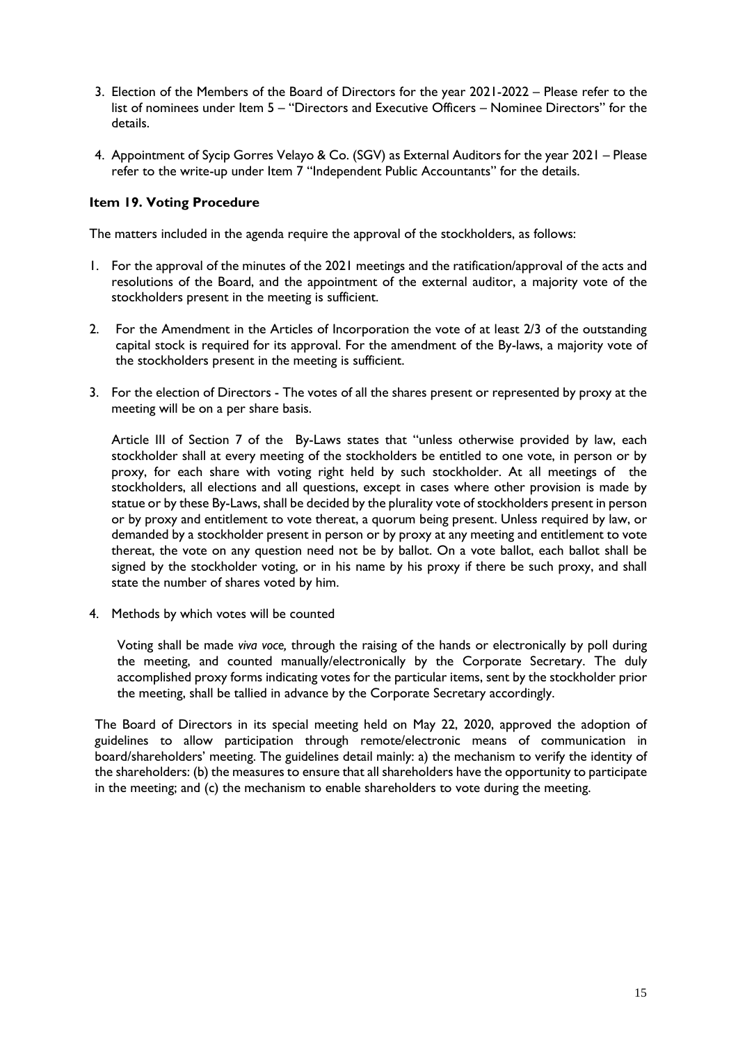3. Election of the Members of the Board of Directors for the year 2021-2022 – Please refer to the list of nominees under Item 5 – "Directors and Executive Officers – Nominee Directors" for the details.

4. Appointment of Sycip Gorres Velayo & Co. (SGV) as External Auditors for the year 2021 – Please refer to the write-up under Item 7 "Independent Public Accountants" for the details.

### Item 19. Voting Procedure

The matters included in the agenda require the approval of the stockholders, as follows:

1. For the approval of the minutes of the 2021 meetings and the ratification/approval of the acts and resolutions of the Board, and the appointment of the external auditor, a majority vote of the stockholders present in the meeting is sufficient.

2. For the Amendment in the Articles of Incorporation the vote of at least 2/3 of the outstanding capital stock is required for its approval. For the amendment of the By-laws, a majority vote of the stockholders present in the meeting is sufficient.

3. For the election of Directors - The votes of all the shares present or represented by proxy at the meeting will be on a per share basis.

   Article III of Section 7 of the By-Laws states that "unless otherwise provided by law, each stockholder shall at every meeting of the stockholders be entitled to one vote, in person or by proxy, for each share with voting right held by such stockholder. At all meetings of the stockholders, all elections and all questions, except in cases where other provision is made by statue or by these By-Laws, shall be decided by the plurality vote of stockholders present in person or by proxy and entitlement to vote thereat, a quorum being present. Unless required by law, or demanded by a stockholder present in person or by proxy at any meeting and entitlement to vote thereat, the vote on any question need not be by ballot. On a vote ballot, each ballot shall be signed by the stockholder voting, or in his name by his proxy if there be such proxy, and shall state the number of shares voted by him.

4. Methods by which votes will be counted

   Voting shall be made *viva voce,* through the raising of the hands or electronically by poll during the meeting, and counted manually/electronically by the Corporate Secretary. The duly accomplished proxy forms indicating votes for the particular items, sent by the stockholder prior the meeting, shall be tallied in advance by the Corporate Secretary accordingly.

The Board of Directors in its special meeting held on May 22, 2020, approved the adoption of guidelines to allow participation through remote/electronic means of communication in board/shareholders' meeting. The guidelines detail mainly: a) the mechanism to verify the identity of the shareholders: (b) the measures to ensure that all shareholders have the opportunity to participate in the meeting; and (c) the mechanism to enable shareholders to vote during the meeting.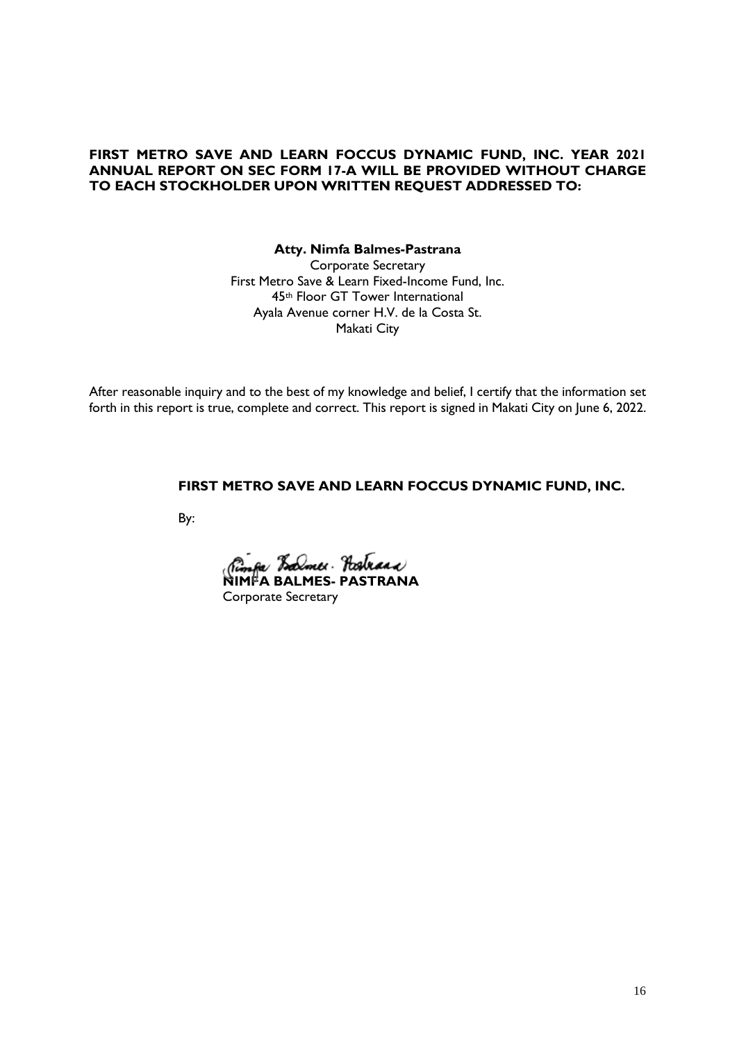**FIRST METRO SAVE AND LEARN FOCCUS DYNAMIC FUND, INC. YEAR 2021 ANNUAL REPORT ON SEC FORM 17-A WILL BE PROVIDED WITHOUT CHARGE TO EACH STOCKHOLDER UPON WRITTEN REQUEST ADDRESSED TO:**

**Atty. Nimfa Balmes-Pastrana**
Corporate Secretary
First Metro Save & Learn Fixed-Income Fund, Inc.
45th Floor GT Tower International
Ayala Avenue corner H.V. de la Costa St.
Makati City

After reasonable inquiry and to the best of my knowledge and belief, I certify that the information set forth in this report is true, complete and correct. This report is signed in Makati City on June 6, 2022.

**FIRST METRO SAVE AND LEARN FOCCUS DYNAMIC FUND, INC.**

By:

**NIMFA BALMES- PASTRANA**
Corporate Secretary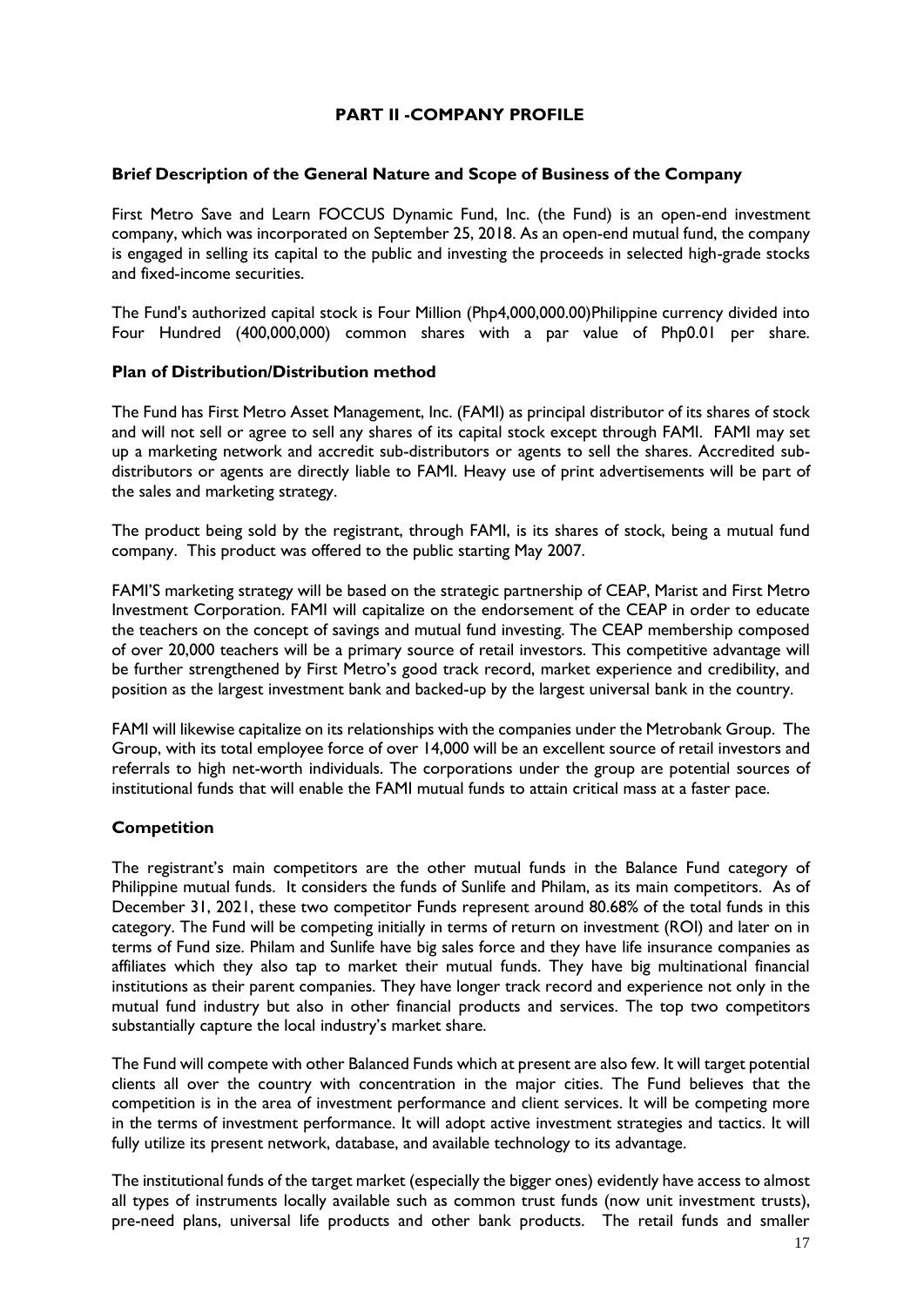## PART II -COMPANY PROFILE

**Brief Description of the General Nature and Scope of Business of the Company**

First Metro Save and Learn FOCCUS Dynamic Fund, Inc. (the Fund) is an open-end investment company, which was incorporated on September 25, 2018. As an open-end mutual fund, the company is engaged in selling its capital to the public and investing the proceeds in selected high-grade stocks and fixed-income securities.

The Fund's authorized capital stock is Four Million (Php4,000,000.00)Philippine currency divided into Four Hundred (400,000,000) common shares with a par value of Php0.01 per share.

**Plan of Distribution/Distribution method**

The Fund has First Metro Asset Management, Inc. (FAMI) as principal distributor of its shares of stock and will not sell or agree to sell any shares of its capital stock except through FAMI. FAMI may set up a marketing network and accredit sub-distributors or agents to sell the shares. Accredited sub-distributors or agents are directly liable to FAMI. Heavy use of print advertisements will be part of the sales and marketing strategy.

The product being sold by the registrant, through FAMI, is its shares of stock, being a mutual fund company. This product was offered to the public starting May 2007.

FAMI'S marketing strategy will be based on the strategic partnership of CEAP, Marist and First Metro Investment Corporation. FAMI will capitalize on the endorsement of the CEAP in order to educate the teachers on the concept of savings and mutual fund investing. The CEAP membership composed of over 20,000 teachers will be a primary source of retail investors. This competitive advantage will be further strengthened by First Metro's good track record, market experience and credibility, and position as the largest investment bank and backed-up by the largest universal bank in the country.

FAMI will likewise capitalize on its relationships with the companies under the Metrobank Group. The Group, with its total employee force of over 14,000 will be an excellent source of retail investors and referrals to high net-worth individuals. The corporations under the group are potential sources of institutional funds that will enable the FAMI mutual funds to attain critical mass at a faster pace.

**Competition**

The registrant's main competitors are the other mutual funds in the Balance Fund category of Philippine mutual funds. It considers the funds of Sunlife and Philam, as its main competitors. As of December 31, 2021, these two competitor Funds represent around 80.68% of the total funds in this category. The Fund will be competing initially in terms of return on investment (ROI) and later on in terms of Fund size. Philam and Sunlife have big sales force and they have life insurance companies as affiliates which they also tap to market their mutual funds. They have big multinational financial institutions as their parent companies. They have longer track record and experience not only in the mutual fund industry but also in other financial products and services. The top two competitors substantially capture the local industry's market share.

The Fund will compete with other Balanced Funds which at present are also few. It will target potential clients all over the country with concentration in the major cities. The Fund believes that the competition is in the area of investment performance and client services. It will be competing more in the terms of investment performance. It will adopt active investment strategies and tactics. It will fully utilize its present network, database, and available technology to its advantage.

The institutional funds of the target market (especially the bigger ones) evidently have access to almost all types of instruments locally available such as common trust funds (now unit investment trusts), pre-need plans, universal life products and other bank products. The retail funds and smaller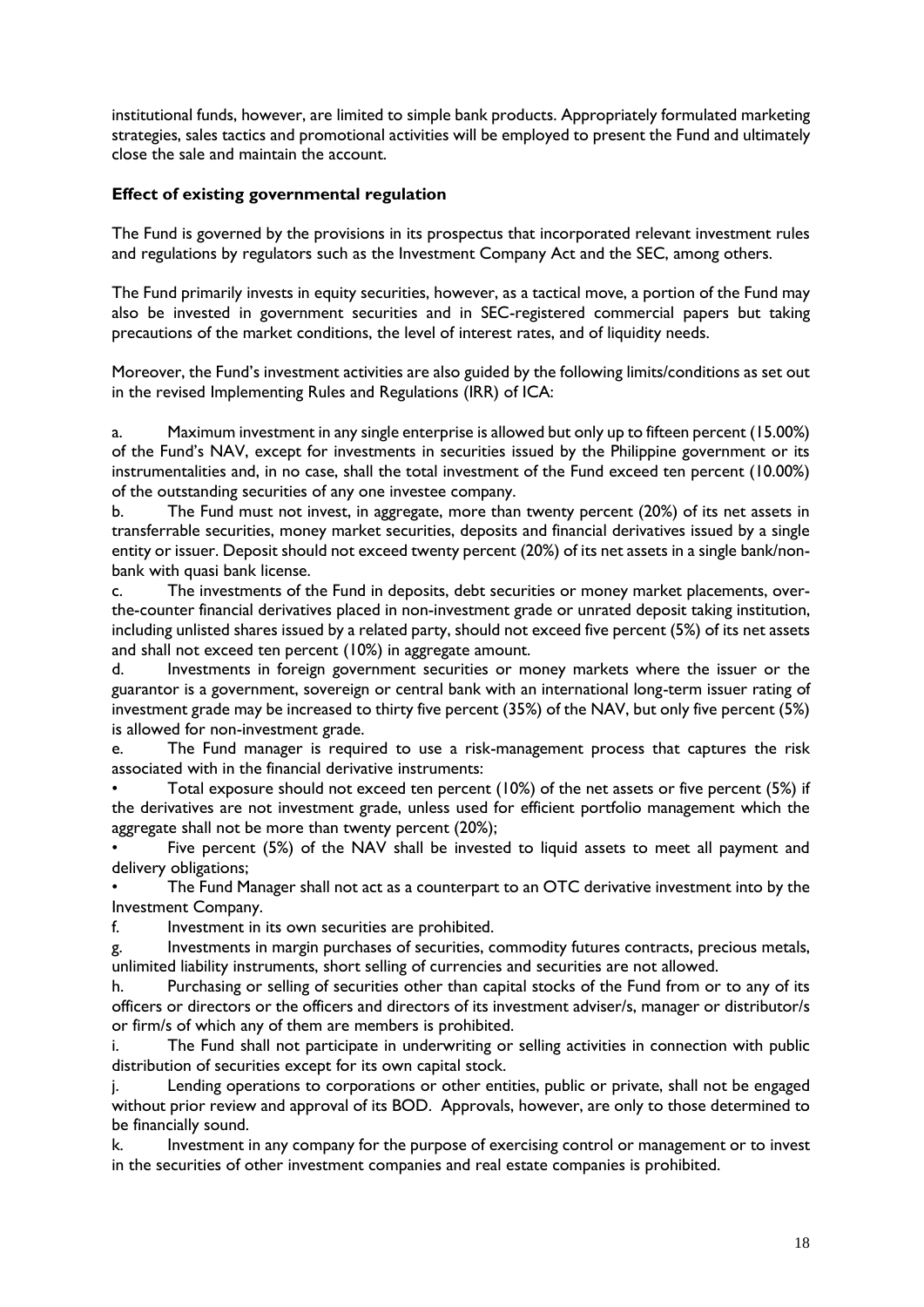institutional funds, however, are limited to simple bank products. Appropriately formulated marketing strategies, sales tactics and promotional activities will be employed to present the Fund and ultimately close the sale and maintain the account.

**Effect of existing governmental regulation**

The Fund is governed by the provisions in its prospectus that incorporated relevant investment rules and regulations by regulators such as the Investment Company Act and the SEC, among others.

The Fund primarily invests in equity securities, however, as a tactical move, a portion of the Fund may also be invested in government securities and in SEC-registered commercial papers but taking precautions of the market conditions, the level of interest rates, and of liquidity needs.

Moreover, the Fund's investment activities are also guided by the following limits/conditions as set out in the revised Implementing Rules and Regulations (IRR) of ICA:

a. Maximum investment in any single enterprise is allowed but only up to fifteen percent (15.00%) of the Fund's NAV, except for investments in securities issued by the Philippine government or its instrumentalities and, in no case, shall the total investment of the Fund exceed ten percent (10.00%) of the outstanding securities of any one investee company.

b. The Fund must not invest, in aggregate, more than twenty percent (20%) of its net assets in transferrable securities, money market securities, deposits and financial derivatives issued by a single entity or issuer. Deposit should not exceed twenty percent (20%) of its net assets in a single bank/non-bank with quasi bank license.

c. The investments of the Fund in deposits, debt securities or money market placements, over-the-counter financial derivatives placed in non-investment grade or unrated deposit taking institution, including unlisted shares issued by a related party, should not exceed five percent (5%) of its net assets and shall not exceed ten percent (10%) in aggregate amount.

d. Investments in foreign government securities or money markets where the issuer or the guarantor is a government, sovereign or central bank with an international long-term issuer rating of investment grade may be increased to thirty five percent (35%) of the NAV, but only five percent (5%) is allowed for non-investment grade.

e. The Fund manager is required to use a risk-management process that captures the risk associated with in the financial derivative instruments:

- Total exposure should not exceed ten percent (10%) of the net assets or five percent (5%) if the derivatives are not investment grade, unless used for efficient portfolio management which the aggregate shall not be more than twenty percent (20%);
- Five percent (5%) of the NAV shall be invested to liquid assets to meet all payment and delivery obligations;
- The Fund Manager shall not act as a counterpart to an OTC derivative investment into by the Investment Company.

f. Investment in its own securities are prohibited.

g. Investments in margin purchases of securities, commodity futures contracts, precious metals, unlimited liability instruments, short selling of currencies and securities are not allowed.

h. Purchasing or selling of securities other than capital stocks of the Fund from or to any of its officers or directors or the officers and directors of its investment adviser/s, manager or distributor/s or firm/s of which any of them are members is prohibited.

i. The Fund shall not participate in underwriting or selling activities in connection with public distribution of securities except for its own capital stock.

j. Lending operations to corporations or other entities, public or private, shall not be engaged without prior review and approval of its BOD. Approvals, however, are only to those determined to be financially sound.

k. Investment in any company for the purpose of exercising control or management or to invest in the securities of other investment companies and real estate companies is prohibited.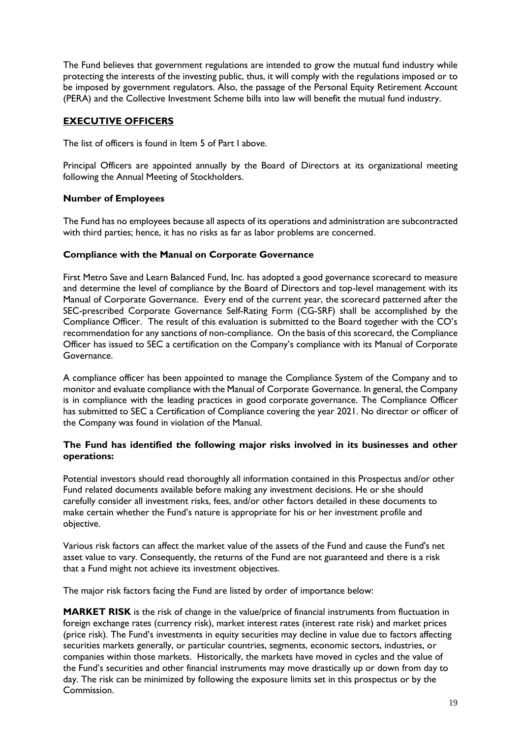The Fund believes that government regulations are intended to grow the mutual fund industry while protecting the interests of the investing public, thus, it will comply with the regulations imposed or to be imposed by government regulators. Also, the passage of the Personal Equity Retirement Account (PERA) and the Collective Investment Scheme bills into law will benefit the mutual fund industry.

## EXECUTIVE OFFICERS

The list of officers is found in Item 5 of Part I above.

Principal Officers are appointed annually by the Board of Directors at its organizational meeting following the Annual Meeting of Stockholders.

### Number of Employees

The Fund has no employees because all aspects of its operations and administration are subcontracted with third parties; hence, it has no risks as far as labor problems are concerned.

### Compliance with the Manual on Corporate Governance

First Metro Save and Learn Balanced Fund, Inc. has adopted a good governance scorecard to measure and determine the level of compliance by the Board of Directors and top-level management with its Manual of Corporate Governance. Every end of the current year, the scorecard patterned after the SEC-prescribed Corporate Governance Self-Rating Form (CG-SRF) shall be accomplished by the Compliance Officer. The result of this evaluation is submitted to the Board together with the CO's recommendation for any sanctions of non-compliance. On the basis of this scorecard, the Compliance Officer has issued to SEC a certification on the Company's compliance with its Manual of Corporate Governance.

A compliance officer has been appointed to manage the Compliance System of the Company and to monitor and evaluate compliance with the Manual of Corporate Governance. In general, the Company is in compliance with the leading practices in good corporate governance. The Compliance Officer has submitted to SEC a Certification of Compliance covering the year 2021. No director or officer of the Company was found in violation of the Manual.

### The Fund has identified the following major risks involved in its businesses and other operations:

Potential investors should read thoroughly all information contained in this Prospectus and/or other Fund related documents available before making any investment decisions. He or she should carefully consider all investment risks, fees, and/or other factors detailed in these documents to make certain whether the Fund's nature is appropriate for his or her investment profile and objective.

Various risk factors can affect the market value of the assets of the Fund and cause the Fund's net asset value to vary. Consequently, the returns of the Fund are not guaranteed and there is a risk that a Fund might not achieve its investment objectives.

The major risk factors facing the Fund are listed by order of importance below:

**MARKET RISK** is the risk of change in the value/price of financial instruments from fluctuation in foreign exchange rates (currency risk), market interest rates (interest rate risk) and market prices (price risk). The Fund's investments in equity securities may decline in value due to factors affecting securities markets generally, or particular countries, segments, economic sectors, industries, or companies within those markets. Historically, the markets have moved in cycles and the value of the Fund's securities and other financial instruments may move drastically up or down from day to day. The risk can be minimized by following the exposure limits set in this prospectus or by the Commission.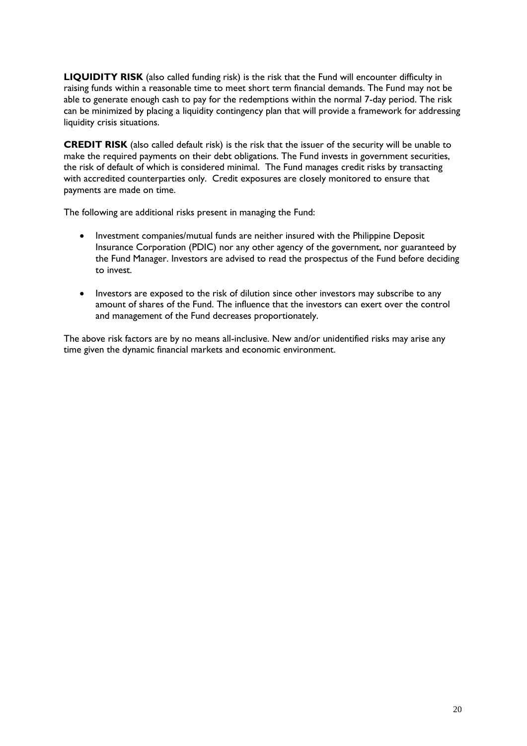**LIQUIDITY RISK** (also called funding risk) is the risk that the Fund will encounter difficulty in raising funds within a reasonable time to meet short term financial demands. The Fund may not be able to generate enough cash to pay for the redemptions within the normal 7-day period. The risk can be minimized by placing a liquidity contingency plan that will provide a framework for addressing liquidity crisis situations.

**CREDIT RISK** (also called default risk) is the risk that the issuer of the security will be unable to make the required payments on their debt obligations. The Fund invests in government securities, the risk of default of which is considered minimal. The Fund manages credit risks by transacting with accredited counterparties only. Credit exposures are closely monitored to ensure that payments are made on time.

The following are additional risks present in managing the Fund:

- Investment companies/mutual funds are neither insured with the Philippine Deposit Insurance Corporation (PDIC) nor any other agency of the government, nor guaranteed by the Fund Manager. Investors are advised to read the prospectus of the Fund before deciding to invest.

- Investors are exposed to the risk of dilution since other investors may subscribe to any amount of shares of the Fund. The influence that the investors can exert over the control and management of the Fund decreases proportionately.

The above risk factors are by no means all-inclusive. New and/or unidentified risks may arise any time given the dynamic financial markets and economic environment.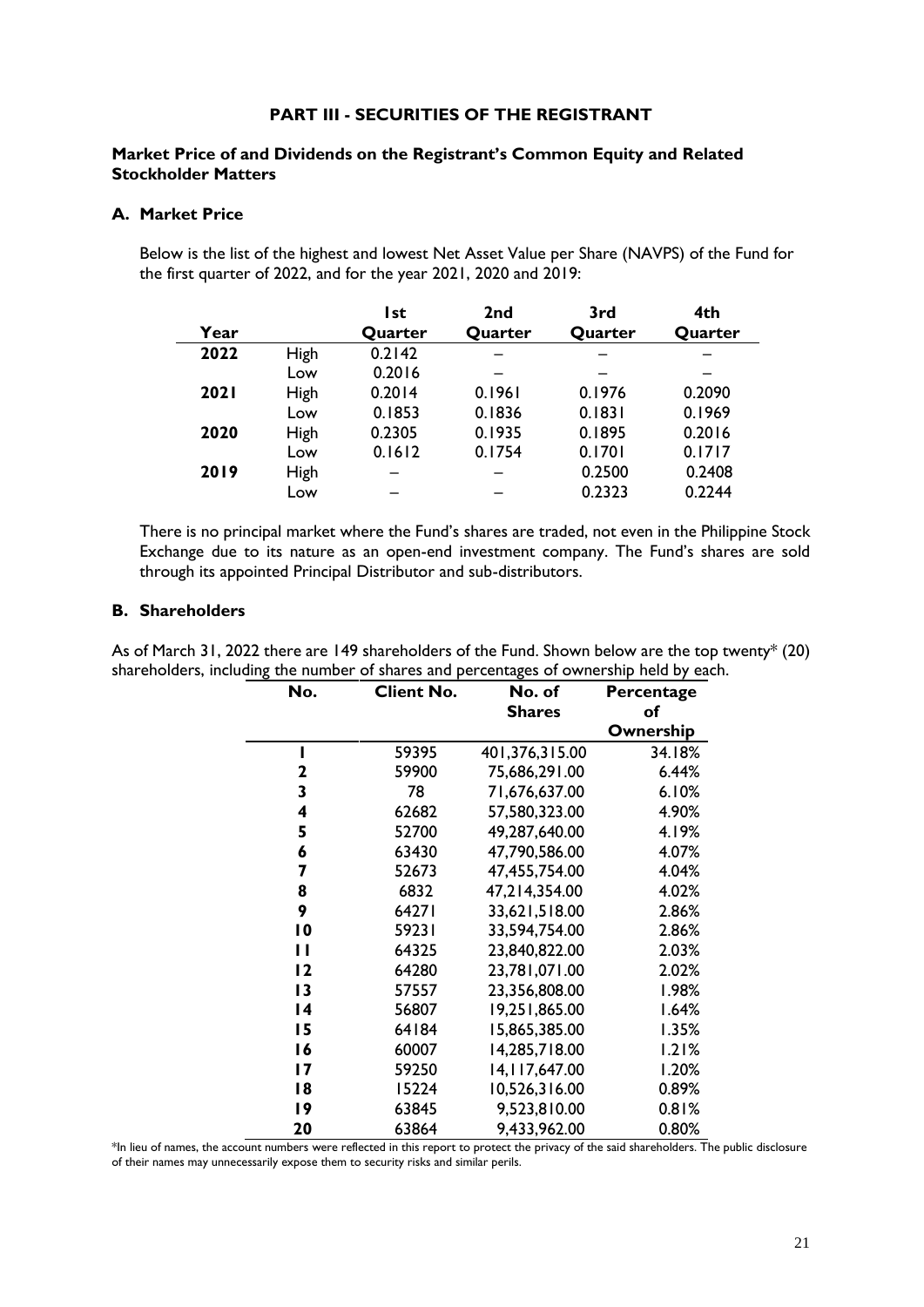## PART III - SECURITIES OF THE REGISTRANT

### Market Price of and Dividends on the Registrant's Common Equity and Related Stockholder Matters

### A. Market Price

Below is the list of the highest and lowest Net Asset Value per Share (NAVPS) of the Fund for the first quarter of 2022, and for the year 2021, 2020 and 2019:

| Year | | 1st Quarter | 2nd Quarter | 3rd Quarter | 4th Quarter |
|---|---|---|---|---|---|
| **2022** | High | 0.2142 | – | – | – |
| | Low | 0.2016 | – | – | – |
| **2021** | High | 0.2014 | 0.1961 | 0.1976 | 0.2090 |
| | Low | 0.1853 | 0.1836 | 0.1831 | 0.1969 |
| **2020** | High | 0.2305 | 0.1935 | 0.1895 | 0.2016 |
| | Low | 0.1612 | 0.1754 | 0.1701 | 0.1717 |
| **2019** | High | – | – | 0.2500 | 0.2408 |
| | Low | – | – | 0.2323 | 0.2244 |

There is no principal market where the Fund's shares are traded, not even in the Philippine Stock Exchange due to its nature as an open-end investment company. The Fund's shares are sold through its appointed Principal Distributor and sub-distributors.

### B. Shareholders

As of March 31, 2022 there are 149 shareholders of the Fund. Shown below are the top twenty* (20) shareholders, including the number of shares and percentages of ownership held by each.

| No. | Client No. | No. of Shares | Percentage of Ownership |
|---|---|---|---|
| **1** | 59395 | 401,376,315.00 | 34.18% |
| **2** | 59900 | 75,686,291.00 | 6.44% |
| **3** | 78 | 71,676,637.00 | 6.10% |
| **4** | 62682 | 57,580,323.00 | 4.90% |
| **5** | 52700 | 49,287,640.00 | 4.19% |
| **6** | 63430 | 47,790,586.00 | 4.07% |
| **7** | 52673 | 47,455,754.00 | 4.04% |
| **8** | 6832 | 47,214,354.00 | 4.02% |
| **9** | 64271 | 33,621,518.00 | 2.86% |
| **10** | 59231 | 33,594,754.00 | 2.86% |
| **11** | 64325 | 23,840,822.00 | 2.03% |
| **12** | 64280 | 23,781,071.00 | 2.02% |
| **13** | 57557 | 23,356,808.00 | 1.98% |
| **14** | 56807 | 19,251,865.00 | 1.64% |
| **15** | 64184 | 15,865,385.00 | 1.35% |
| **16** | 60007 | 14,285,718.00 | 1.21% |
| **17** | 59250 | 14,117,647.00 | 1.20% |
| **18** | 15224 | 10,526,316.00 | 0.89% |
| **19** | 63845 | 9,523,810.00 | 0.81% |
| **20** | 63864 | 9,433,962.00 | 0.80% |

*In lieu of names, the account numbers were reflected in this report to protect the privacy of the said shareholders. The public disclosure of their names may unnecessarily expose them to security risks and similar perils.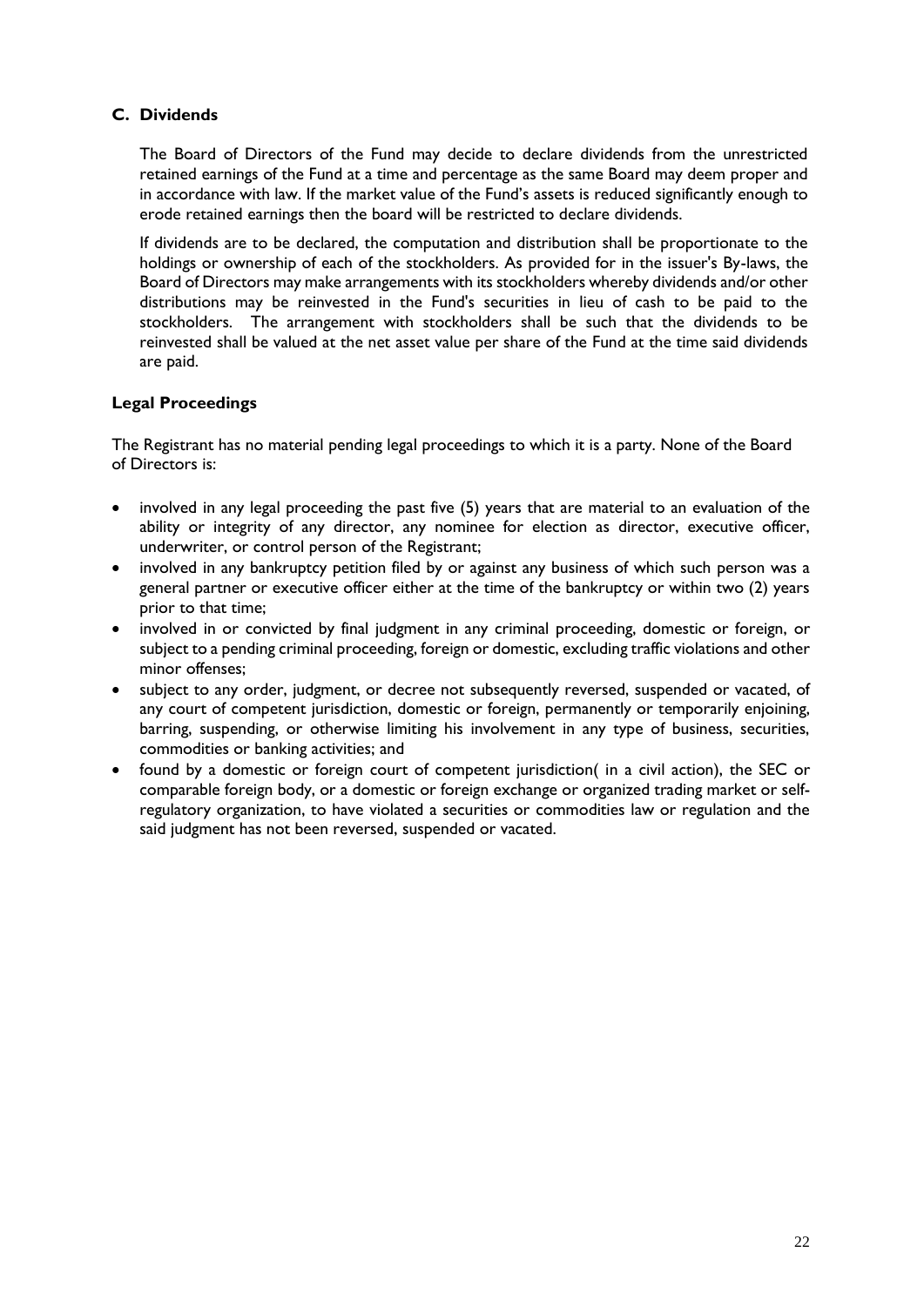## C. Dividends

The Board of Directors of the Fund may decide to declare dividends from the unrestricted retained earnings of the Fund at a time and percentage as the same Board may deem proper and in accordance with law. If the market value of the Fund's assets is reduced significantly enough to erode retained earnings then the board will be restricted to declare dividends.

If dividends are to be declared, the computation and distribution shall be proportionate to the holdings or ownership of each of the stockholders. As provided for in the issuer's By-laws, the Board of Directors may make arrangements with its stockholders whereby dividends and/or other distributions may be reinvested in the Fund's securities in lieu of cash to be paid to the stockholders. The arrangement with stockholders shall be such that the dividends to be reinvested shall be valued at the net asset value per share of the Fund at the time said dividends are paid.

## Legal Proceedings

The Registrant has no material pending legal proceedings to which it is a party. None of the Board of Directors is:

- involved in any legal proceeding the past five (5) years that are material to an evaluation of the ability or integrity of any director, any nominee for election as director, executive officer, underwriter, or control person of the Registrant;
- involved in any bankruptcy petition filed by or against any business of which such person was a general partner or executive officer either at the time of the bankruptcy or within two (2) years prior to that time;
- involved in or convicted by final judgment in any criminal proceeding, domestic or foreign, or subject to a pending criminal proceeding, foreign or domestic, excluding traffic violations and other minor offenses;
- subject to any order, judgment, or decree not subsequently reversed, suspended or vacated, of any court of competent jurisdiction, domestic or foreign, permanently or temporarily enjoining, barring, suspending, or otherwise limiting his involvement in any type of business, securities, commodities or banking activities; and
- found by a domestic or foreign court of competent jurisdiction( in a civil action), the SEC or comparable foreign body, or a domestic or foreign exchange or organized trading market or self-regulatory organization, to have violated a securities or commodities law or regulation and the said judgment has not been reversed, suspended or vacated.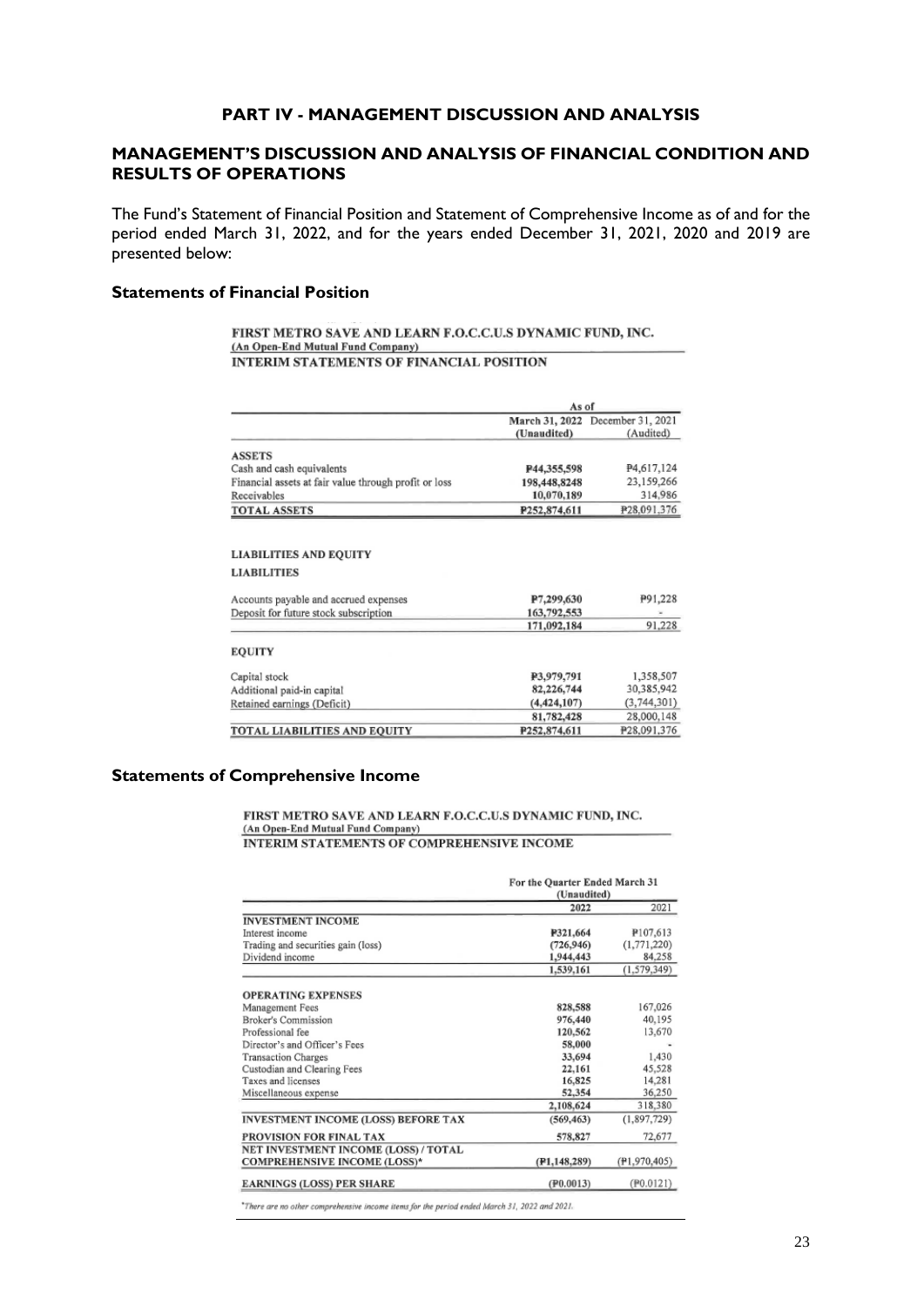## PART IV - MANAGEMENT DISCUSSION AND ANALYSIS

## MANAGEMENT'S DISCUSSION AND ANALYSIS OF FINANCIAL CONDITION AND RESULTS OF OPERATIONS

The Fund's Statement of Financial Position and Statement of Comprehensive Income as of and for the period ended March 31, 2022, and for the years ended December 31, 2021, 2020 and 2019 are presented below:

### Statements of Financial Position

**FIRST METRO SAVE AND LEARN F.O.C.C.U.S DYNAMIC FUND, INC.**
**(An Open-End Mutual Fund Company)**
**INTERIM STATEMENTS OF FINANCIAL POSITION**

| | As of | |
|---|---|---|
| | March 31, 2022 (Unaudited) | December 31, 2021 (Audited) |
| **ASSETS** | | |
| Cash and cash equivalents | ₱44,355,598 | ₱4,617,124 |
| Financial assets at fair value through profit or loss | 198,448,8248 | 23,159,266 |
| Receivables | 10,070,189 | 314,986 |
| **TOTAL ASSETS** | ₱252,874,611 | ₱28,091,376 |
| **LIABILITIES AND EQUITY** | | |
| **LIABILITIES** | | |
| Accounts payable and accrued expenses | ₱7,299,630 | ₱91,228 |
| Deposit for future stock subscription | 163,792,553 | - |
| | 171,092,184 | 91,228 |
| **EQUITY** | | |
| Capital stock | ₱3,979,791 | 1,358,507 |
| Additional paid-in capital | 82,226,744 | 30,385,942 |
| Retained earnings (Deficit) | (4,424,107) | (3,744,301) |
| | 81,782,428 | 28,000,148 |
| **TOTAL LIABILITIES AND EQUITY** | ₱252,874,611 | ₱28,091,376 |

### Statements of Comprehensive Income

**FIRST METRO SAVE AND LEARN F.O.C.C.U.S DYNAMIC FUND, INC.**
**(An Open-End Mutual Fund Company)**
**INTERIM STATEMENTS OF COMPREHENSIVE INCOME**

| | For the Quarter Ended March 31 (Unaudited) | |
|---|---|---|
| | 2022 | 2021 |
| **INVESTMENT INCOME** | | |
| Interest income | ₱321,664 | ₱107,613 |
| Trading and securities gain (loss) | (726,946) | (1,771,220) |
| Dividend income | 1,944,443 | 84,258 |
| | 1,539,161 | (1,579,349) |
| **OPERATING EXPENSES** | | |
| Management Fees | 828,588 | 167,026 |
| Broker's Commission | 976,440 | 40,195 |
| Professional fee | 120,562 | 13,670 |
| Director's and Officer's Fees | 58,000 | - |
| Transaction Charges | 33,694 | 1,430 |
| Custodian and Clearing Fees | 22,161 | 45,528 |
| Taxes and licenses | 16,825 | 14,281 |
| Miscellaneous expense | 52,354 | 36,250 |
| | 2,108,624 | 318,380 |
| **INVESTMENT INCOME (LOSS) BEFORE TAX** | (569,463) | (1,897,729) |
| **PROVISION FOR FINAL TAX** | 578,827 | 72,677 |
| **NET INVESTMENT INCOME (LOSS) / TOTAL COMPREHENSIVE INCOME (LOSS)*** | (₱1,148,289) | (₱1,970,405) |
| **EARNINGS (LOSS) PER SHARE** | (₱0.0013) | (₱0.0121) |

*There are no other comprehensive income items for the period ended March 31, 2022 and 2021.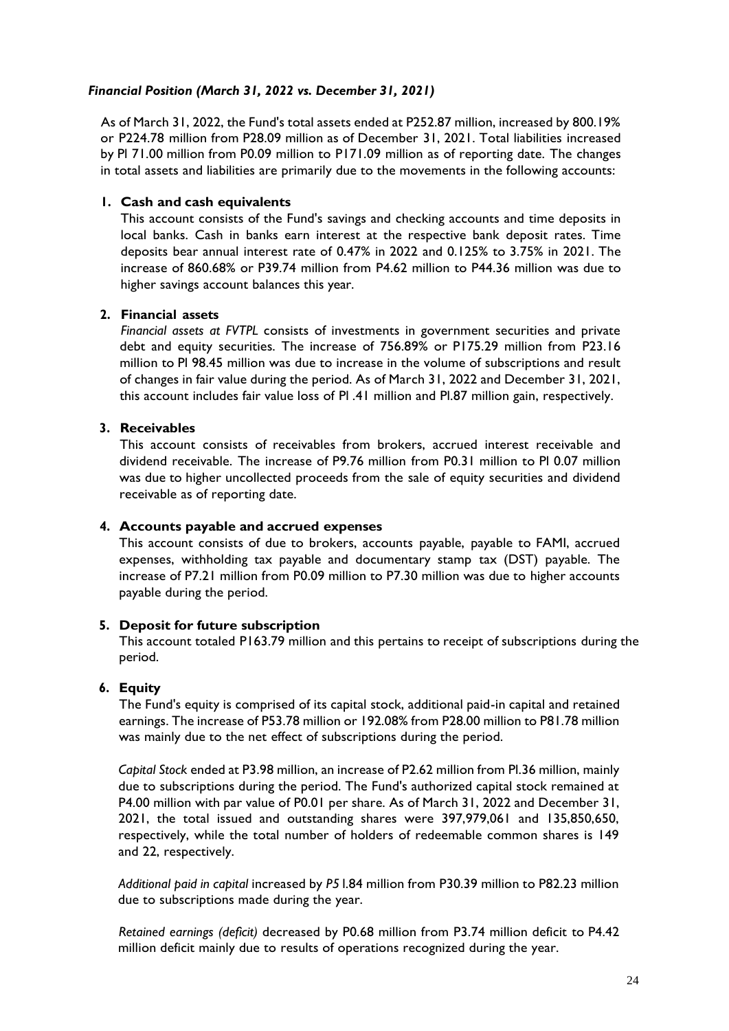### *Financial Position (March 31, 2022 vs. December 31, 2021)*

As of March 31, 2022, the Fund's total assets ended at P252.87 million, increased by 800.19% or P224.78 million from P28.09 million as of December 31, 2021. Total liabilities increased by Pl 71.00 million from P0.09 million to P171.09 million as of reporting date. The changes in total assets and liabilities are primarily due to the movements in the following accounts:

1. **Cash and cash equivalents**

   This account consists of the Fund's savings and checking accounts and time deposits in local banks. Cash in banks earn interest at the respective bank deposit rates. Time deposits bear annual interest rate of 0.47% in 2022 and 0.125% to 3.75% in 2021. The increase of 860.68% or P39.74 million from P4.62 million to P44.36 million was due to higher savings account balances this year.

2. **Financial assets**

   *Financial assets at FVTPL* consists of investments in government securities and private debt and equity securities. The increase of 756.89% or P175.29 million from P23.16 million to Pl 98.45 million was due to increase in the volume of subscriptions and result of changes in fair value during the period. As of March 31, 2022 and December 31, 2021, this account includes fair value loss of Pl .41 million and Pl.87 million gain, respectively.

3. **Receivables**

   This account consists of receivables from brokers, accrued interest receivable and dividend receivable. The increase of P9.76 million from P0.31 million to Pl 0.07 million was due to higher uncollected proceeds from the sale of equity securities and dividend receivable as of reporting date.

4. **Accounts payable and accrued expenses**

   This account consists of due to brokers, accounts payable, payable to FAMI, accrued expenses, withholding tax payable and documentary stamp tax (DST) payable. The increase of P7.21 million from P0.09 million to P7.30 million was due to higher accounts payable during the period.

5. **Deposit for future subscription**

   This account totaled P163.79 million and this pertains to receipt of subscriptions during the period.

6. **Equity**

   The Fund's equity is comprised of its capital stock, additional paid-in capital and retained earnings. The increase of P53.78 million or 192.08% from P28.00 million to P81.78 million was mainly due to the net effect of subscriptions during the period.

   *Capital Stock* ended at P3.98 million, an increase of P2.62 million from Pl.36 million, mainly due to subscriptions during the period. The Fund's authorized capital stock remained at P4.00 million with par value of P0.01 per share. As of March 31, 2022 and December 31, 2021, the total issued and outstanding shares were 397,979,061 and 135,850,650, respectively, while the total number of holders of redeemable common shares is 149 and 22, respectively.

   *Additional paid in capital* increased by *P5* l.84 million from P30.39 million to P82.23 million due to subscriptions made during the year.

   *Retained earnings (deficit)* decreased by P0.68 million from P3.74 million deficit to P4.42 million deficit mainly due to results of operations recognized during the year.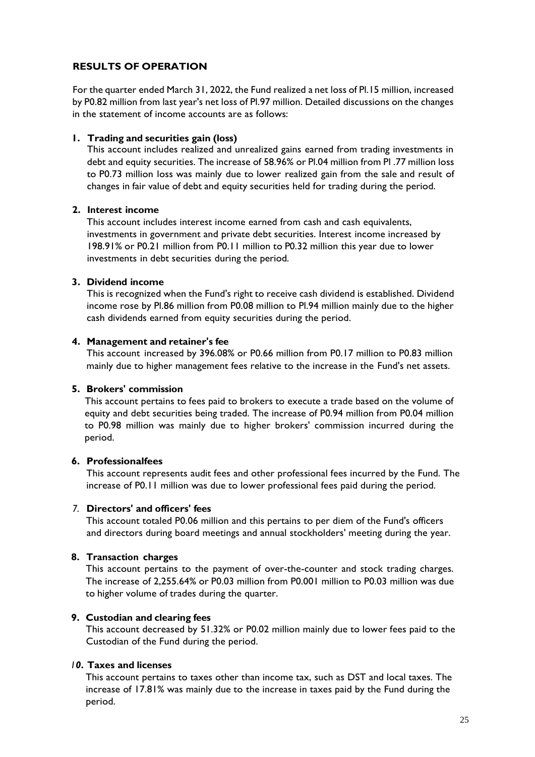## RESULTS OF OPERATION

For the quarter ended March 31, 2022, the Fund realized a net loss of Pl.15 million, increased by P0.82 million from last year's net loss of Pl.97 million. Detailed discussions on the changes in the statement of income accounts are as follows:

1. **Trading and securities gain (loss)**
   This account includes realized and unrealized gains earned from trading investments in debt and equity securities. The increase of 58.96% or Pl.04 million from Pl .77 million loss to P0.73 million loss was mainly due to lower realized gain from the sale and result of changes in fair value of debt and equity securities held for trading during the period.

2. **Interest income**
   This account includes interest income earned from cash and cash equivalents, investments in government and private debt securities. Interest income increased by 198.91% or P0.21 million from P0.11 million to P0.32 million this year due to lower investments in debt securities during the period.

3. **Dividend income**
   This is recognized when the Fund's right to receive cash dividend is established. Dividend income rose by Pl.86 million from P0.08 million to Pl.94 million mainly due to the higher cash dividends earned from equity securities during the period.

4. **Management and retainer's fee**
   This account increased by 396.08% or P0.66 million from P0.17 million to P0.83 million mainly due to higher management fees relative to the increase in the Fund's net assets.

5. **Brokers' commission**
   This account pertains to fees paid to brokers to execute a trade based on the volume of equity and debt securities being traded. The increase of P0.94 million from P0.04 million to P0.98 million was mainly due to higher brokers' commission incurred during the period.

6. **Professionalfees**
   This account represents audit fees and other professional fees incurred by the Fund. The increase of P0.11 million was due to lower professional fees paid during the period.

7. **Directors' and officers' fees**
   This account totaled P0.06 million and this pertains to per diem of the Fund's officers and directors during board meetings and annual stockholders' meeting during the year.

8. **Transaction charges**
   This account pertains to the payment of over-the-counter and stock trading charges. The increase of 2,255.64% or P0.03 million from P0.001 million to P0.03 million was due to higher volume of trades during the quarter.

9. **Custodian and clearing fees**
   This account decreased by 51.32% or P0.02 million mainly due to lower fees paid to the Custodian of the Fund during the period.

10. **Taxes and licenses**
    This account pertains to taxes other than income tax, such as DST and local taxes. The increase of 17.81% was mainly due to the increase in taxes paid by the Fund during the period.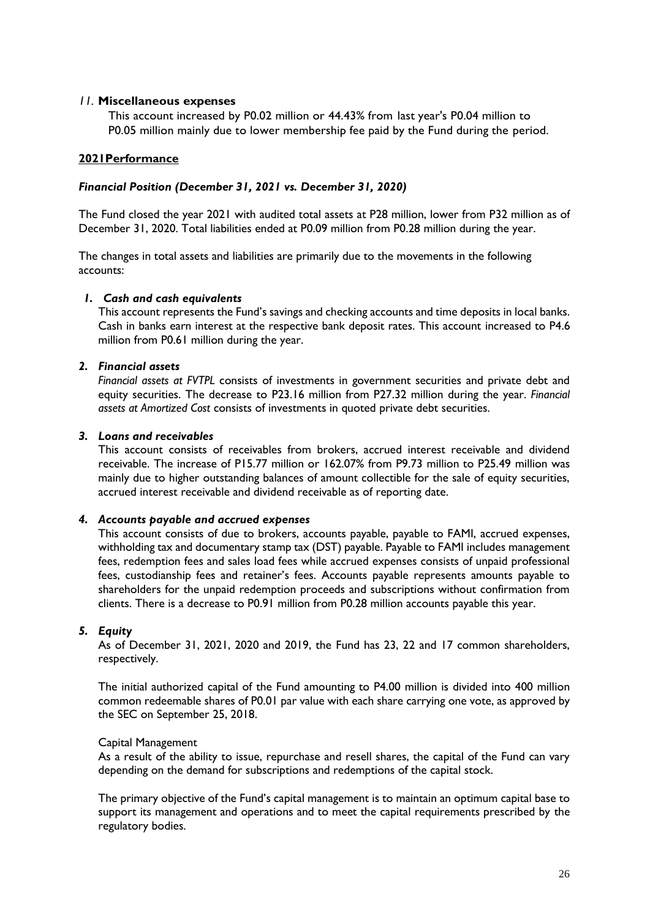11. **Miscellaneous expenses**

This account increased by P0.02 million or 44.43% from last year's P0.04 million to P0.05 million mainly due to lower membership fee paid by the Fund during the period.

## 2021Performance

### *Financial Position (December 31, 2021 vs. December 31, 2020)*

The Fund closed the year 2021 with audited total assets at P28 million, lower from P32 million as of December 31, 2020. Total liabilities ended at P0.09 million from P0.28 million during the year.

The changes in total assets and liabilities are primarily due to the movements in the following accounts:

1. ***Cash and cash equivalents***

   This account represents the Fund's savings and checking accounts and time deposits in local banks. Cash in banks earn interest at the respective bank deposit rates. This account increased to P4.6 million from P0.61 million during the year.

2. ***Financial assets***

   *Financial assets at FVTPL* consists of investments in government securities and private debt and equity securities. The decrease to P23.16 million from P27.32 million during the year. *Financial assets at Amortized Cost* consists of investments in quoted private debt securities.

3. ***Loans and receivables***

   This account consists of receivables from brokers, accrued interest receivable and dividend receivable. The increase of P15.77 million or 162.07% from P9.73 million to P25.49 million was mainly due to higher outstanding balances of amount collectible for the sale of equity securities, accrued interest receivable and dividend receivable as of reporting date.

4. ***Accounts payable and accrued expenses***

   This account consists of due to brokers, accounts payable, payable to FAMI, accrued expenses, withholding tax and documentary stamp tax (DST) payable. Payable to FAMI includes management fees, redemption fees and sales load fees while accrued expenses consists of unpaid professional fees, custodianship fees and retainer's fees. Accounts payable represents amounts payable to shareholders for the unpaid redemption proceeds and subscriptions without confirmation from clients. There is a decrease to P0.91 million from P0.28 million accounts payable this year.

5. ***Equity***

   As of December 31, 2021, 2020 and 2019, the Fund has 23, 22 and 17 common shareholders, respectively.

   The initial authorized capital of the Fund amounting to P4.00 million is divided into 400 million common redeemable shares of P0.01 par value with each share carrying one vote, as approved by the SEC on September 25, 2018.

   Capital Management

   As a result of the ability to issue, repurchase and resell shares, the capital of the Fund can vary depending on the demand for subscriptions and redemptions of the capital stock.

   The primary objective of the Fund's capital management is to maintain an optimum capital base to support its management and operations and to meet the capital requirements prescribed by the regulatory bodies.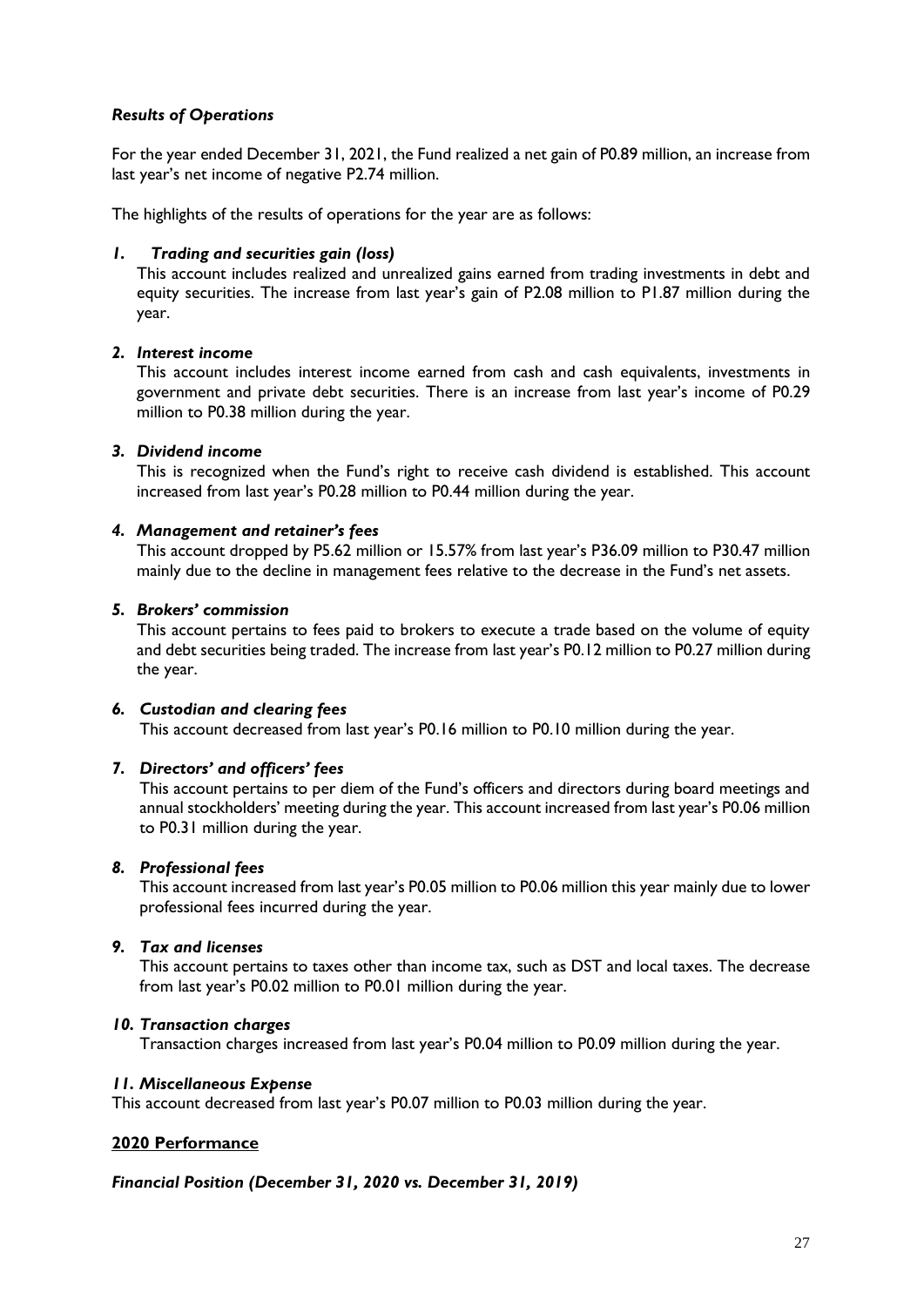***Results of Operations***

For the year ended December 31, 2021, the Fund realized a net gain of P0.89 million, an increase from last year's net income of negative P2.74 million.

The highlights of the results of operations for the year are as follows:

1. ***Trading and securities gain (loss)***
   This account includes realized and unrealized gains earned from trading investments in debt and equity securities. The increase from last year's gain of P2.08 million to P1.87 million during the year.

2. ***Interest income***
   This account includes interest income earned from cash and cash equivalents, investments in government and private debt securities. There is an increase from last year's income of P0.29 million to P0.38 million during the year.

3. ***Dividend income***
   This is recognized when the Fund's right to receive cash dividend is established. This account increased from last year's P0.28 million to P0.44 million during the year.

4. ***Management and retainer's fees***
   This account dropped by P5.62 million or 15.57% from last year's P36.09 million to P30.47 million mainly due to the decline in management fees relative to the decrease in the Fund's net assets.

5. ***Brokers' commission***
   This account pertains to fees paid to brokers to execute a trade based on the volume of equity and debt securities being traded. The increase from last year's P0.12 million to P0.27 million during the year.

6. ***Custodian and clearing fees***
   This account decreased from last year's P0.16 million to P0.10 million during the year.

7. ***Directors' and officers' fees***
   This account pertains to per diem of the Fund's officers and directors during board meetings and annual stockholders' meeting during the year. This account increased from last year's P0.06 million to P0.31 million during the year.

8. ***Professional fees***
   This account increased from last year's P0.05 million to P0.06 million this year mainly due to lower professional fees incurred during the year.

9. ***Tax and licenses***
   This account pertains to taxes other than income tax, such as DST and local taxes. The decrease from last year's P0.02 million to P0.01 million during the year.

10. ***Transaction charges***
    Transaction charges increased from last year's P0.04 million to P0.09 million during the year.

11. ***Miscellaneous Expense***
    This account decreased from last year's P0.07 million to P0.03 million during the year.

**2020 Performance**

***Financial Position (December 31, 2020 vs. December 31, 2019)***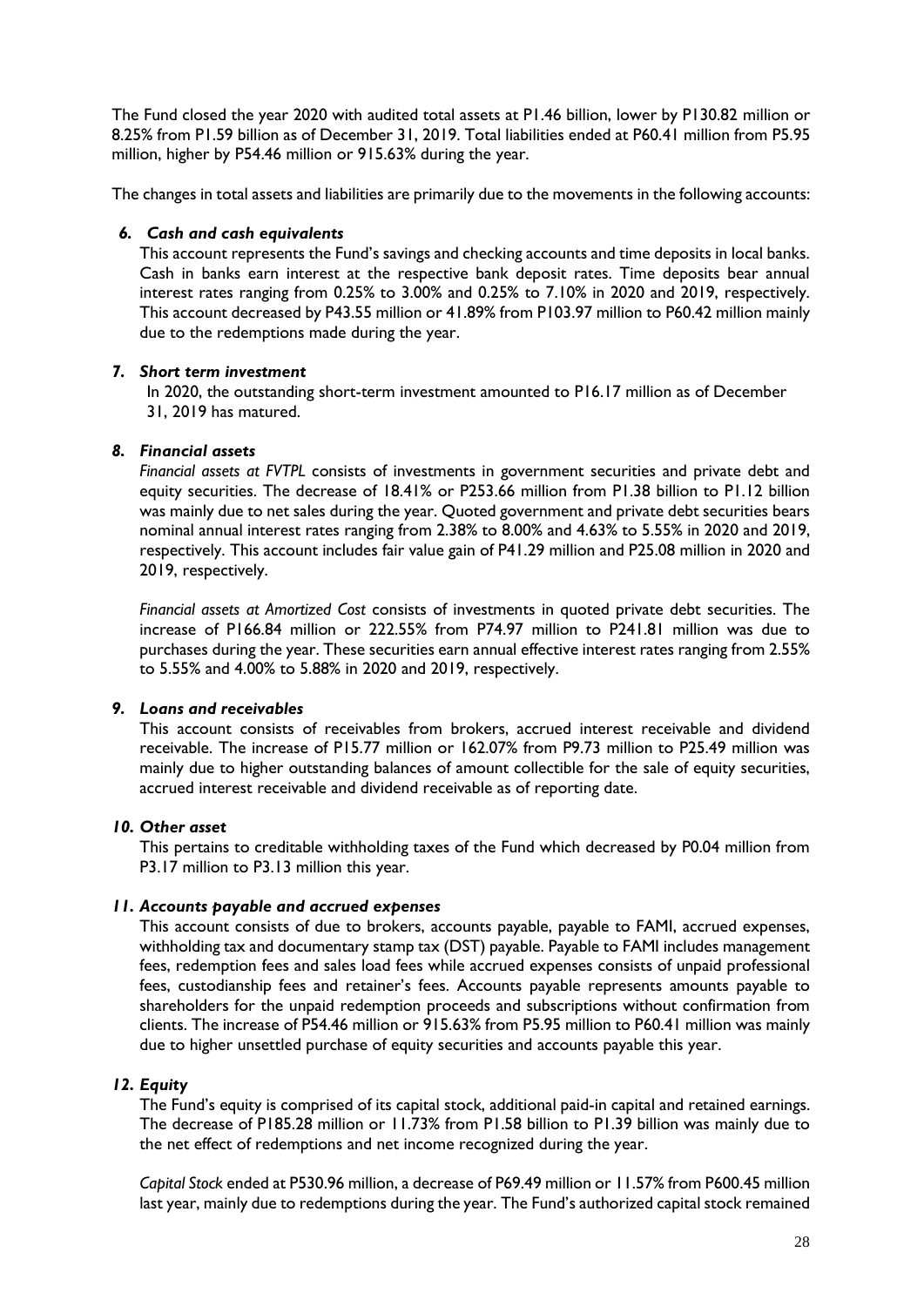The Fund closed the year 2020 with audited total assets at P1.46 billion, lower by P130.82 million or 8.25% from P1.59 billion as of December 31, 2019. Total liabilities ended at P60.41 million from P5.95 million, higher by P54.46 million or 915.63% during the year.

The changes in total assets and liabilities are primarily due to the movements in the following accounts:

### *6. Cash and cash equivalents*

This account represents the Fund's savings and checking accounts and time deposits in local banks. Cash in banks earn interest at the respective bank deposit rates. Time deposits bear annual interest rates ranging from 0.25% to 3.00% and 0.25% to 7.10% in 2020 and 2019, respectively. This account decreased by P43.55 million or 41.89% from P103.97 million to P60.42 million mainly due to the redemptions made during the year.

### *7. Short term investment*

In 2020, the outstanding short-term investment amounted to P16.17 million as of December 31, 2019 has matured.

### *8. Financial assets*

*Financial assets at FVTPL* consists of investments in government securities and private debt and equity securities. The decrease of 18.41% or P253.66 million from P1.38 billion to P1.12 billion was mainly due to net sales during the year. Quoted government and private debt securities bears nominal annual interest rates ranging from 2.38% to 8.00% and 4.63% to 5.55% in 2020 and 2019, respectively. This account includes fair value gain of P41.29 million and P25.08 million in 2020 and 2019, respectively.

*Financial assets at Amortized Cost* consists of investments in quoted private debt securities. The increase of P166.84 million or 222.55% from P74.97 million to P241.81 million was due to purchases during the year. These securities earn annual effective interest rates ranging from 2.55% to 5.55% and 4.00% to 5.88% in 2020 and 2019, respectively.

### *9. Loans and receivables*

This account consists of receivables from brokers, accrued interest receivable and dividend receivable. The increase of P15.77 million or 162.07% from P9.73 million to P25.49 million was mainly due to higher outstanding balances of amount collectible for the sale of equity securities, accrued interest receivable and dividend receivable as of reporting date.

### *10. Other asset*

This pertains to creditable withholding taxes of the Fund which decreased by P0.04 million from P3.17 million to P3.13 million this year.

### *11. Accounts payable and accrued expenses*

This account consists of due to brokers, accounts payable, payable to FAMI, accrued expenses, withholding tax and documentary stamp tax (DST) payable. Payable to FAMI includes management fees, redemption fees and sales load fees while accrued expenses consists of unpaid professional fees, custodianship fees and retainer's fees. Accounts payable represents amounts payable to shareholders for the unpaid redemption proceeds and subscriptions without confirmation from clients. The increase of P54.46 million or 915.63% from P5.95 million to P60.41 million was mainly due to higher unsettled purchase of equity securities and accounts payable this year.

### *12. Equity*

The Fund's equity is comprised of its capital stock, additional paid-in capital and retained earnings. The decrease of P185.28 million or 11.73% from P1.58 billion to P1.39 billion was mainly due to the net effect of redemptions and net income recognized during the year.

*Capital Stock* ended at P530.96 million, a decrease of P69.49 million or 11.57% from P600.45 million last year, mainly due to redemptions during the year. The Fund's authorized capital stock remained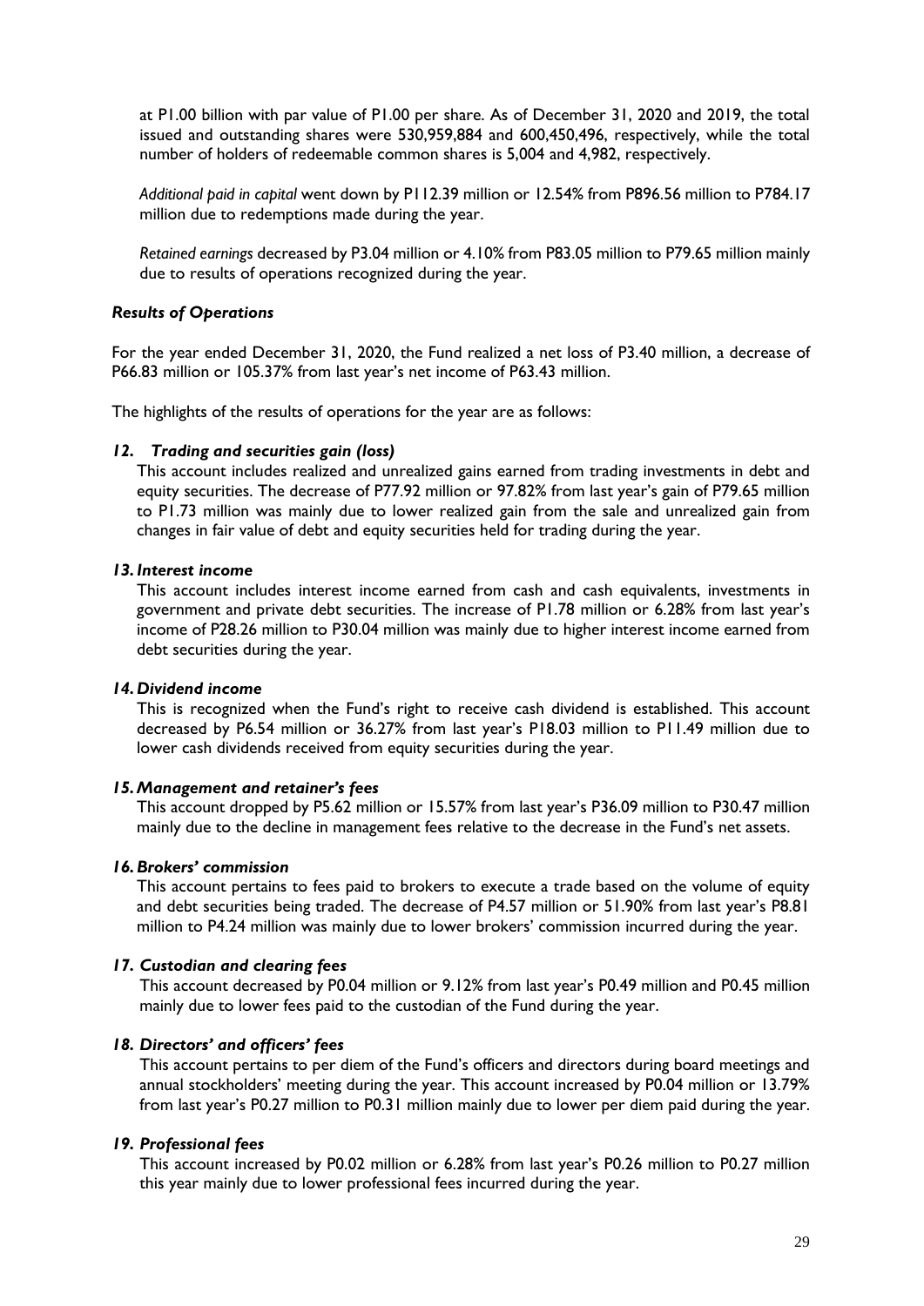at P1.00 billion with par value of P1.00 per share. As of December 31, 2020 and 2019, the total issued and outstanding shares were 530,959,884 and 600,450,496, respectively, while the total number of holders of redeemable common shares is 5,004 and 4,982, respectively.

*Additional paid in capital* went down by P112.39 million or 12.54% from P896.56 million to P784.17 million due to redemptions made during the year.

*Retained earnings* decreased by P3.04 million or 4.10% from P83.05 million to P79.65 million mainly due to results of operations recognized during the year.

***Results of Operations***

For the year ended December 31, 2020, the Fund realized a net loss of P3.40 million, a decrease of P66.83 million or 105.37% from last year's net income of P63.43 million.

The highlights of the results of operations for the year are as follows:

***12. Trading and securities gain (loss)***

This account includes realized and unrealized gains earned from trading investments in debt and equity securities. The decrease of P77.92 million or 97.82% from last year's gain of P79.65 million to P1.73 million was mainly due to lower realized gain from the sale and unrealized gain from changes in fair value of debt and equity securities held for trading during the year.

***13. Interest income***

This account includes interest income earned from cash and cash equivalents, investments in government and private debt securities. The increase of P1.78 million or 6.28% from last year's income of P28.26 million to P30.04 million was mainly due to higher interest income earned from debt securities during the year.

***14. Dividend income***

This is recognized when the Fund's right to receive cash dividend is established. This account decreased by P6.54 million or 36.27% from last year's P18.03 million to P11.49 million due to lower cash dividends received from equity securities during the year.

***15. Management and retainer's fees***

This account dropped by P5.62 million or 15.57% from last year's P36.09 million to P30.47 million mainly due to the decline in management fees relative to the decrease in the Fund's net assets.

***16. Brokers' commission***

This account pertains to fees paid to brokers to execute a trade based on the volume of equity and debt securities being traded. The decrease of P4.57 million or 51.90% from last year's P8.81 million to P4.24 million was mainly due to lower brokers' commission incurred during the year.

***17. Custodian and clearing fees***

This account decreased by P0.04 million or 9.12% from last year's P0.49 million and P0.45 million mainly due to lower fees paid to the custodian of the Fund during the year.

***18. Directors' and officers' fees***

This account pertains to per diem of the Fund's officers and directors during board meetings and annual stockholders' meeting during the year. This account increased by P0.04 million or 13.79% from last year's P0.27 million to P0.31 million mainly due to lower per diem paid during the year.

***19. Professional fees***

This account increased by P0.02 million or 6.28% from last year's P0.26 million to P0.27 million this year mainly due to lower professional fees incurred during the year.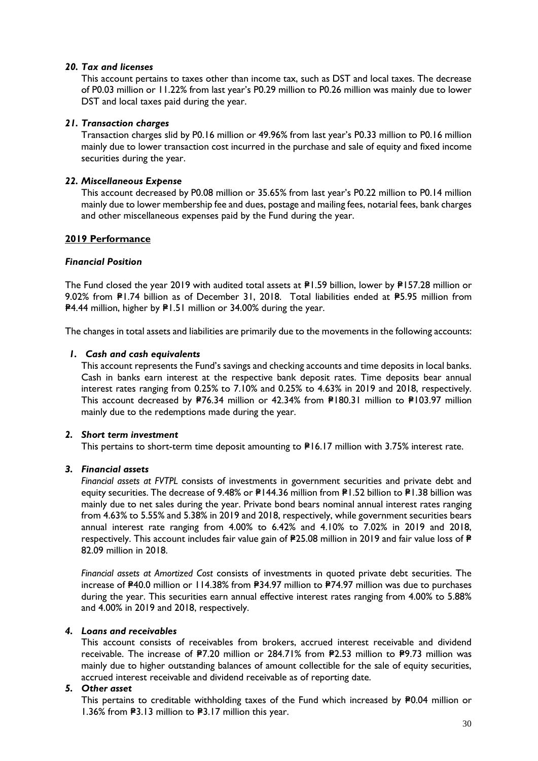### *20. Tax and licenses*

This account pertains to taxes other than income tax, such as DST and local taxes. The decrease of P0.03 million or 11.22% from last year's P0.29 million to P0.26 million was mainly due to lower DST and local taxes paid during the year.

### *21. Transaction charges*

Transaction charges slid by P0.16 million or 49.96% from last year's P0.33 million to P0.16 million mainly due to lower transaction cost incurred in the purchase and sale of equity and fixed income securities during the year.

### *22. Miscellaneous Expense*

This account decreased by P0.08 million or 35.65% from last year's P0.22 million to P0.14 million mainly due to lower membership fee and dues, postage and mailing fees, notarial fees, bank charges and other miscellaneous expenses paid by the Fund during the year.

## **2019 Performance**

### *Financial Position*

The Fund closed the year 2019 with audited total assets at ₱1.59 billion, lower by ₱157.28 million or 9.02% from ₱1.74 billion as of December 31, 2018. Total liabilities ended at ₱5.95 million from ₱4.44 million, higher by ₱1.51 million or 34.00% during the year.

The changes in total assets and liabilities are primarily due to the movements in the following accounts:

### *1. Cash and cash equivalents*

This account represents the Fund's savings and checking accounts and time deposits in local banks. Cash in banks earn interest at the respective bank deposit rates. Time deposits bear annual interest rates ranging from 0.25% to 7.10% and 0.25% to 4.63% in 2019 and 2018, respectively. This account decreased by ₱76.34 million or 42.34% from ₱180.31 million to ₱103.97 million mainly due to the redemptions made during the year.

### *2. Short term investment*

This pertains to short-term time deposit amounting to ₱16.17 million with 3.75% interest rate.

### *3. Financial assets*

*Financial assets at FVTPL* consists of investments in government securities and private debt and equity securities. The decrease of 9.48% or ₱144.36 million from ₱1.52 billion to ₱1.38 billion was mainly due to net sales during the year. Private bond bears nominal annual interest rates ranging from 4.63% to 5.55% and 5.38% in 2019 and 2018, respectively, while government securities bears annual interest rate ranging from 4.00% to 6.42% and 4.10% to 7.02% in 2019 and 2018, respectively. This account includes fair value gain of ₱25.08 million in 2019 and fair value loss of ₱ 82.09 million in 2018.

*Financial assets at Amortized Cost* consists of investments in quoted private debt securities. The increase of ₱40.0 million or 114.38% from ₱34.97 million to ₱74.97 million was due to purchases during the year. This securities earn annual effective interest rates ranging from 4.00% to 5.88% and 4.00% in 2019 and 2018, respectively.

### *4. Loans and receivables*

This account consists of receivables from brokers, accrued interest receivable and dividend receivable. The increase of ₱7.20 million or 284.71% from ₱2.53 million to ₱9.73 million was mainly due to higher outstanding balances of amount collectible for the sale of equity securities, accrued interest receivable and dividend receivable as of reporting date.

### *5. Other asset*

This pertains to creditable withholding taxes of the Fund which increased by ₱0.04 million or 1.36% from ₱3.13 million to ₱3.17 million this year.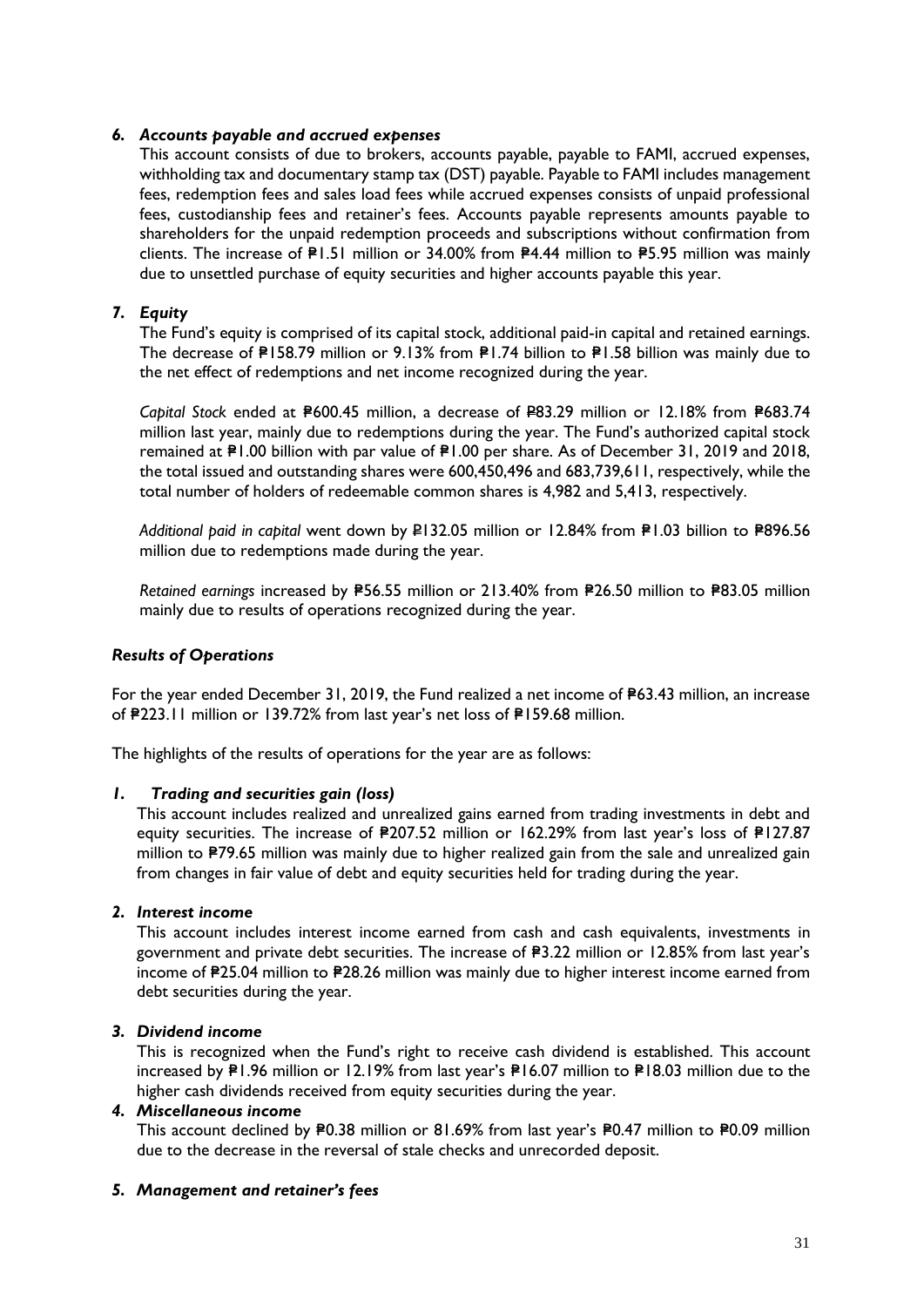***6. Accounts payable and accrued expenses***

This account consists of due to brokers, accounts payable, payable to FAMI, accrued expenses, withholding tax and documentary stamp tax (DST) payable. Payable to FAMI includes management fees, redemption fees and sales load fees while accrued expenses consists of unpaid professional fees, custodianship fees and retainer's fees. Accounts payable represents amounts payable to shareholders for the unpaid redemption proceeds and subscriptions without confirmation from clients. The increase of ₱1.51 million or 34.00% from ₱4.44 million to ₱5.95 million was mainly due to unsettled purchase of equity securities and higher accounts payable this year.

***7. Equity***

The Fund's equity is comprised of its capital stock, additional paid-in capital and retained earnings. The decrease of ₱158.79 million or 9.13% from ₱1.74 billion to ₱1.58 billion was mainly due to the net effect of redemptions and net income recognized during the year.

*Capital Stock* ended at ₱600.45 million, a decrease of ₱83.29 million or 12.18% from ₱683.74 million last year, mainly due to redemptions during the year. The Fund's authorized capital stock remained at ₱1.00 billion with par value of ₱1.00 per share. As of December 31, 2019 and 2018, the total issued and outstanding shares were 600,450,496 and 683,739,611, respectively, while the total number of holders of redeemable common shares is 4,982 and 5,413, respectively.

*Additional paid in capital* went down by ₱132.05 million or 12.84% from ₱1.03 billion to ₱896.56 million due to redemptions made during the year.

*Retained earnings* increased by ₱56.55 million or 213.40% from ₱26.50 million to ₱83.05 million mainly due to results of operations recognized during the year.

***Results of Operations***

For the year ended December 31, 2019, the Fund realized a net income of ₱63.43 million, an increase of ₱223.11 million or 139.72% from last year's net loss of ₱159.68 million.

The highlights of the results of operations for the year are as follows:

***1. Trading and securities gain (loss)***

This account includes realized and unrealized gains earned from trading investments in debt and equity securities. The increase of ₱207.52 million or 162.29% from last year's loss of ₱127.87 million to ₱79.65 million was mainly due to higher realized gain from the sale and unrealized gain from changes in fair value of debt and equity securities held for trading during the year.

***2. Interest income***

This account includes interest income earned from cash and cash equivalents, investments in government and private debt securities. The increase of ₱3.22 million or 12.85% from last year's income of ₱25.04 million to ₱28.26 million was mainly due to higher interest income earned from debt securities during the year.

***3. Dividend income***

This is recognized when the Fund's right to receive cash dividend is established. This account increased by ₱1.96 million or 12.19% from last year's ₱16.07 million to ₱18.03 million due to the higher cash dividends received from equity securities during the year.

***4. Miscellaneous income***

This account declined by ₱0.38 million or 81.69% from last year's ₱0.47 million to ₱0.09 million due to the decrease in the reversal of stale checks and unrecorded deposit.

***5. Management and retainer's fees***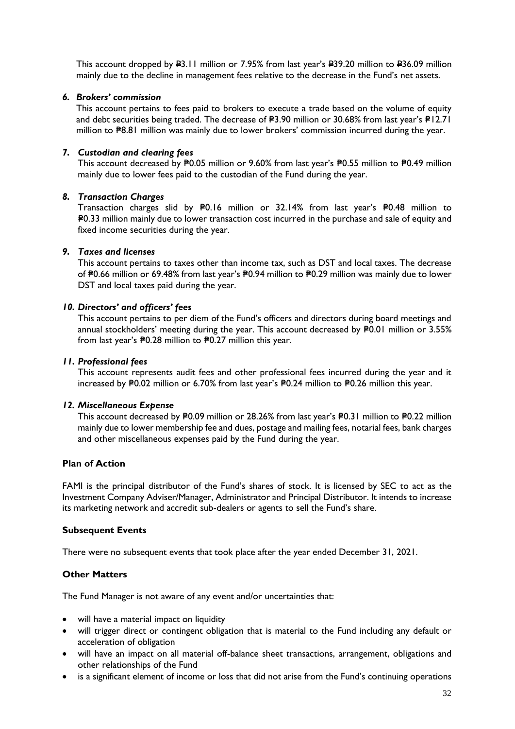This account dropped by ₱3.11 million or 7.95% from last year's ₱39.20 million to ₱36.09 million mainly due to the decline in management fees relative to the decrease in the Fund's net assets.

### *6. Brokers' commission*

This account pertains to fees paid to brokers to execute a trade based on the volume of equity and debt securities being traded. The decrease of ₱3.90 million or 30.68% from last year's ₱12.71 million to ₱8.81 million was mainly due to lower brokers' commission incurred during the year.

### *7. Custodian and clearing fees*

This account decreased by ₱0.05 million or 9.60% from last year's ₱0.55 million to ₱0.49 million mainly due to lower fees paid to the custodian of the Fund during the year.

### *8. Transaction Charges*

Transaction charges slid by ₱0.16 million or 32.14% from last year's ₱0.48 million to ₱0.33 million mainly due to lower transaction cost incurred in the purchase and sale of equity and fixed income securities during the year.

### *9. Taxes and licenses*

This account pertains to taxes other than income tax, such as DST and local taxes. The decrease of ₱0.66 million or 69.48% from last year's ₱0.94 million to ₱0.29 million was mainly due to lower DST and local taxes paid during the year.

### *10. Directors' and officers' fees*

This account pertains to per diem of the Fund's officers and directors during board meetings and annual stockholders' meeting during the year. This account decreased by ₱0.01 million or 3.55% from last year's ₱0.28 million to ₱0.27 million this year.

### *11. Professional fees*

This account represents audit fees and other professional fees incurred during the year and it increased by ₱0.02 million or 6.70% from last year's ₱0.24 million to ₱0.26 million this year.

### *12. Miscellaneous Expense*

This account decreased by ₱0.09 million or 28.26% from last year's ₱0.31 million to ₱0.22 million mainly due to lower membership fee and dues, postage and mailing fees, notarial fees, bank charges and other miscellaneous expenses paid by the Fund during the year.

## Plan of Action

FAMI is the principal distributor of the Fund's shares of stock. It is licensed by SEC to act as the Investment Company Adviser/Manager, Administrator and Principal Distributor. It intends to increase its marketing network and accredit sub-dealers or agents to sell the Fund's share.

## Subsequent Events

There were no subsequent events that took place after the year ended December 31, 2021.

## Other Matters

The Fund Manager is not aware of any event and/or uncertainties that:

- will have a material impact on liquidity
- will trigger direct or contingent obligation that is material to the Fund including any default or acceleration of obligation
- will have an impact on all material off-balance sheet transactions, arrangement, obligations and other relationships of the Fund
- is a significant element of income or loss that did not arise from the Fund's continuing operations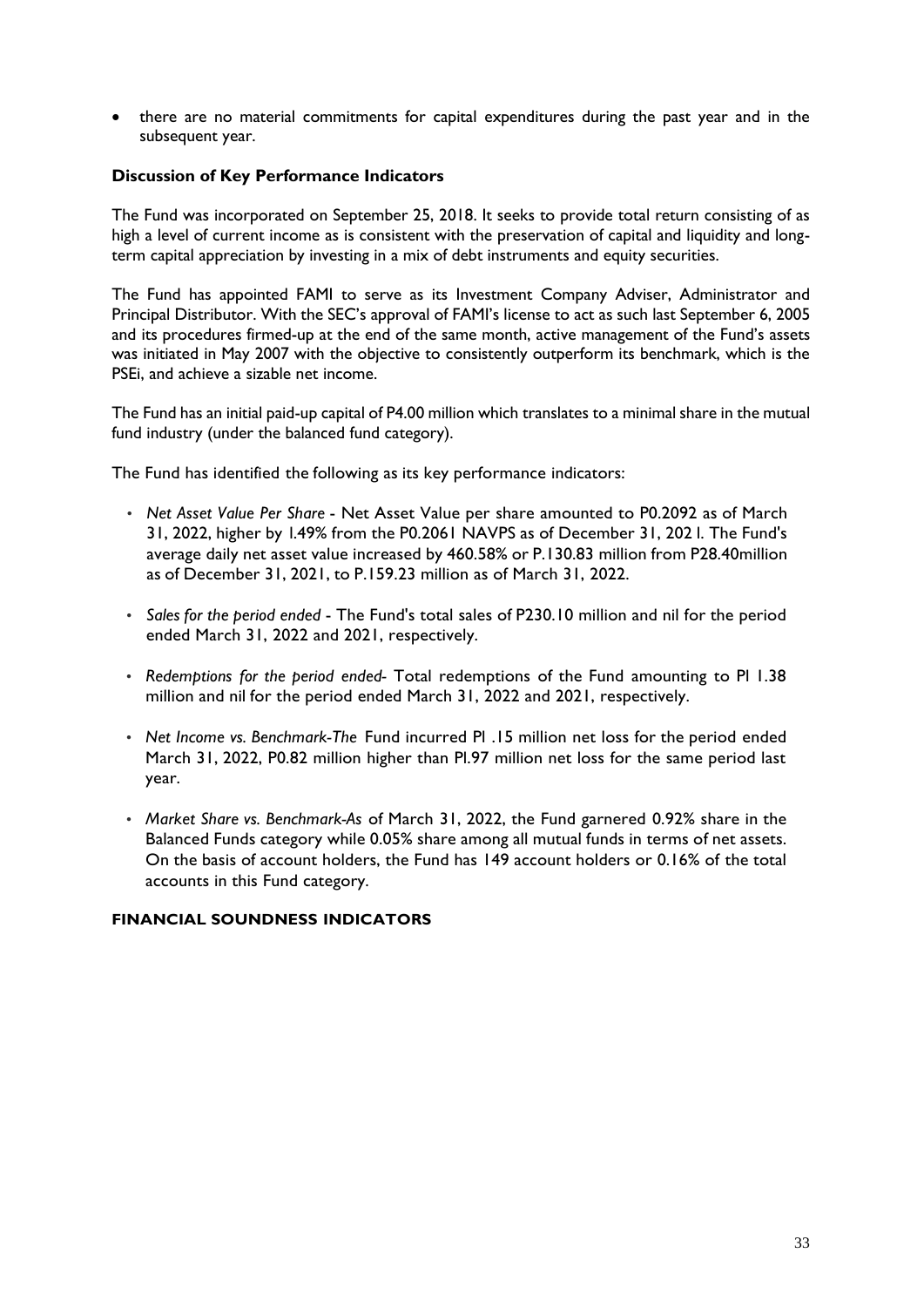- there are no material commitments for capital expenditures during the past year and in the subsequent year.

**Discussion of Key Performance Indicators**

The Fund was incorporated on September 25, 2018. It seeks to provide total return consisting of as high a level of current income as is consistent with the preservation of capital and liquidity and long-term capital appreciation by investing in a mix of debt instruments and equity securities.

The Fund has appointed FAMI to serve as its Investment Company Adviser, Administrator and Principal Distributor. With the SEC's approval of FAMI's license to act as such last September 6, 2005 and its procedures firmed-up at the end of the same month, active management of the Fund's assets was initiated in May 2007 with the objective to consistently outperform its benchmark, which is the PSEi, and achieve a sizable net income.

The Fund has an initial paid-up capital of P4.00 million which translates to a minimal share in the mutual fund industry (under the balanced fund category).

The Fund has identified the following as its key performance indicators:

- *Net Asset Value Per Share* - Net Asset Value per share amounted to P0.2092 as of March 31, 2022, higher by 1.49% from the P0.2061 NAVPS as of December 31, 202 l. The Fund's average daily net asset value increased by 460.58% or P.130.83 million from P28.40million as of December 31, 2021, to P.159.23 million as of March 31, 2022.
- *Sales for the period ended* - The Fund's total sales of P230.10 million and nil for the period ended March 31, 2022 and 2021, respectively.
- *Redemptions for the period ended*- Total redemptions of the Fund amounting to Pl 1.38 million and nil for the period ended March 31, 2022 and 2021, respectively.
- *Net Income vs. Benchmark-The* Fund incurred Pl .15 million net loss for the period ended March 31, 2022, P0.82 million higher than Pl.97 million net loss for the same period last year.
- *Market Share vs. Benchmark-As* of March 31, 2022, the Fund garnered 0.92% share in the Balanced Funds category while 0.05% share among all mutual funds in terms of net assets. On the basis of account holders, the Fund has 149 account holders or 0.16% of the total accounts in this Fund category.

**FINANCIAL SOUNDNESS INDICATORS**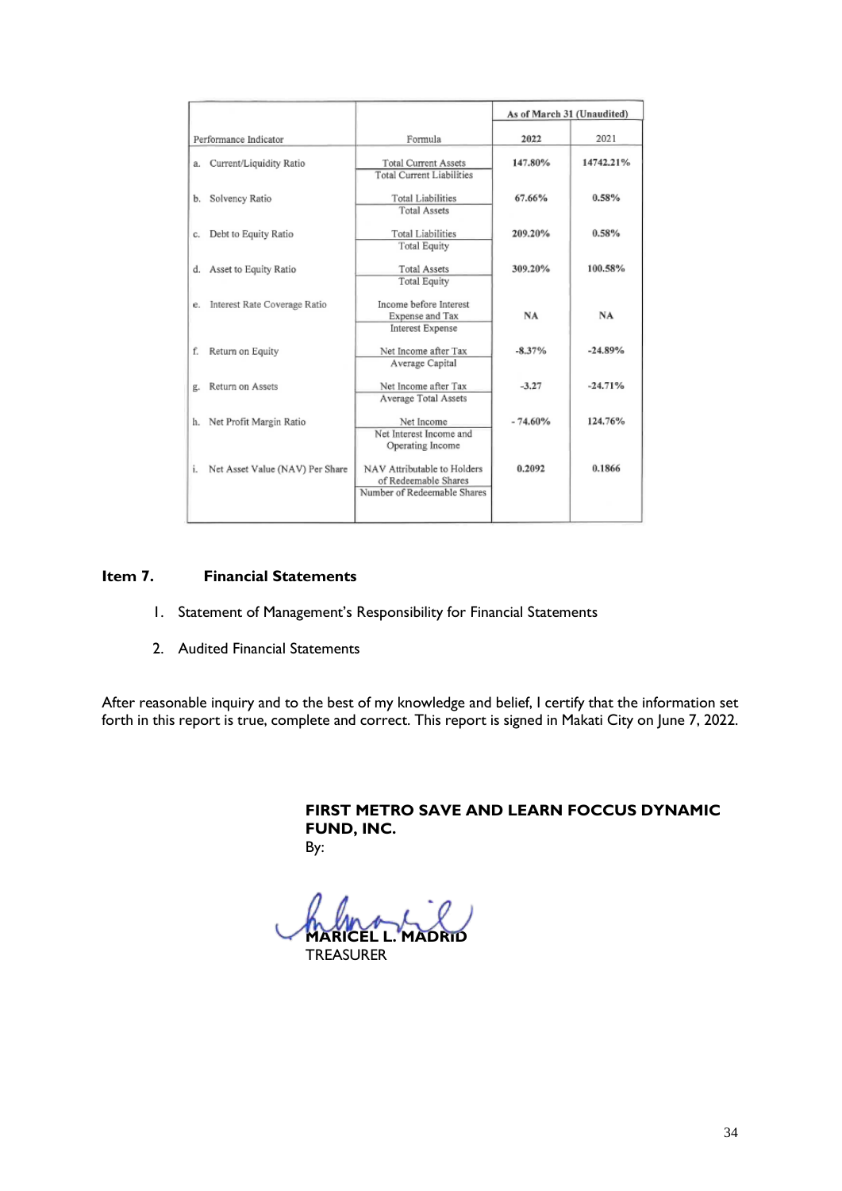| Performance Indicator | Formula | As of March 31 (Unaudited) 2022 | 2021 |
|---|---|---|---|
| a. Current/Liquidity Ratio | Total Current Assets / Total Current Liabilities | 147.80% | 14742.21% |
| b. Solvency Ratio | Total Liabilities / Total Assets | 67.66% | 0.58% |
| c. Debt to Equity Ratio | Total Liabilities / Total Equity | 209.20% | 0.58% |
| d. Asset to Equity Ratio | Total Assets / Total Equity | 309.20% | 100.58% |
| e. Interest Rate Coverage Ratio | Income before Interest Expense and Tax / Interest Expense | NA | NA |
| f. Return on Equity | Net Income after Tax / Average Capital | -8.37% | -24.89% |
| g. Return on Assets | Net Income after Tax / Average Total Assets | -3.27 | -24.71% |
| h. Net Profit Margin Ratio | Net Income / Net Interest Income and Operating Income | - 74.60% | 124.76% |
| i. Net Asset Value (NAV) Per Share | NAV Attributable to Holders of Redeemable Shares / Number of Redeemable Shares | 0.2092 | 0.1866 |

**Item 7. Financial Statements**

1. Statement of Management's Responsibility for Financial Statements
2. Audited Financial Statements

After reasonable inquiry and to the best of my knowledge and belief, I certify that the information set forth in this report is true, complete and correct. This report is signed in Makati City on June 7, 2022.

**FIRST METRO SAVE AND LEARN FOCCUS DYNAMIC FUND, INC.**
By:

**MARICEL L. MADRID**
TREASURER